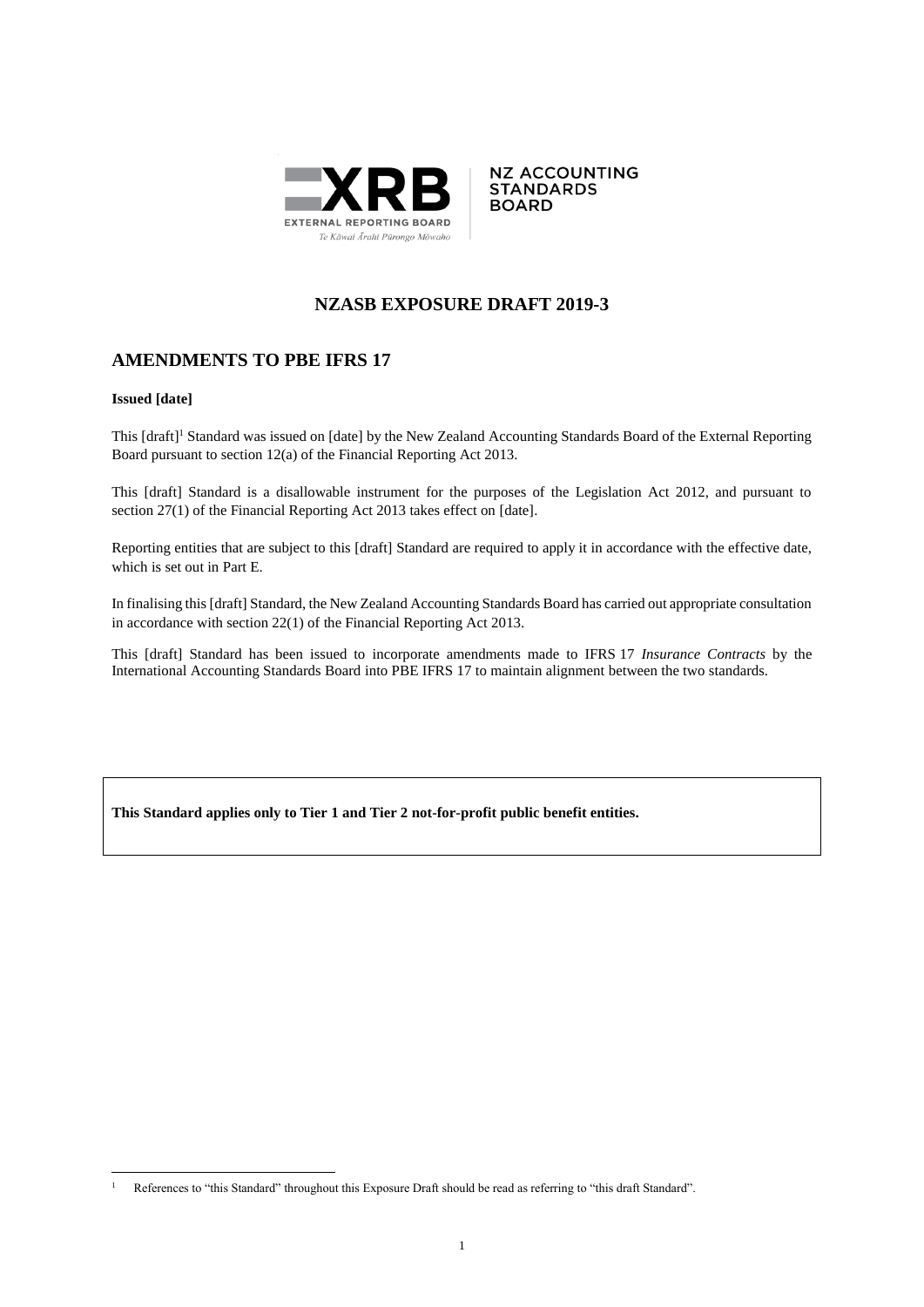XRB

EXTERNAL REPORTING BOARD

Te Kāwai Ārahi Pūrongo Mōwaho

NZ ACCOUNTING STANDARDS BOARD

# NZASB EXPOSURE DRAFT 2019-3

## AMENDMENTS TO PBE IFRS 17

**Issued [date]**

This [draft][1] Standard was issued on [date] by the New Zealand Accounting Standards Board of the External Reporting Board pursuant to section 12(a) of the Financial Reporting Act 2013.

This [draft] Standard is a disallowable instrument for the purposes of the Legislation Act 2012, and pursuant to section 27(1) of the Financial Reporting Act 2013 takes effect on [date].

Reporting entities that are subject to this [draft] Standard are required to apply it in accordance with the effective date, which is set out in Part E.

In finalising this [draft] Standard, the New Zealand Accounting Standards Board has carried out appropriate consultation in accordance with section 22(1) of the Financial Reporting Act 2013.

This [draft] Standard has been issued to incorporate amendments made to IFRS 17 *Insurance Contracts* by the International Accounting Standards Board into PBE IFRS 17 to maintain alignment between the two standards.

**This Standard applies only to Tier 1 and Tier 2 not-for-profit public benefit entities.**

[1] References to "this Standard" throughout this Exposure Draft should be read as referring to "this draft Standard".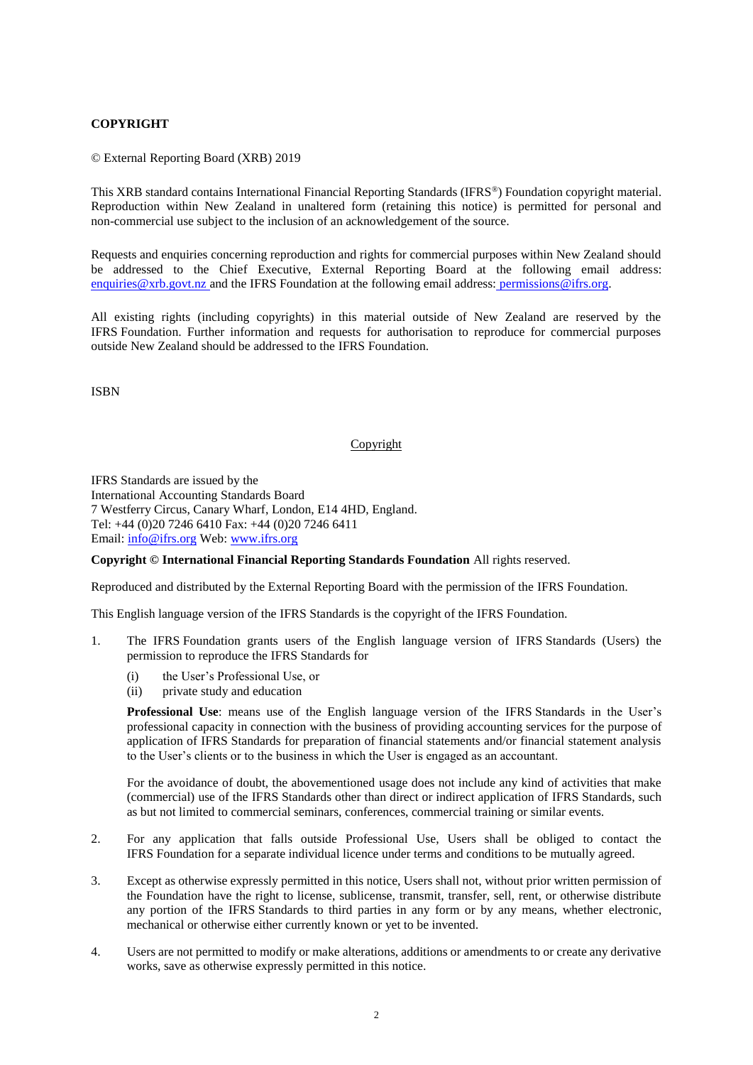**COPYRIGHT**

© External Reporting Board (XRB) 2019

This XRB standard contains International Financial Reporting Standards (IFRS®) Foundation copyright material. Reproduction within New Zealand in unaltered form (retaining this notice) is permitted for personal and non-commercial use subject to the inclusion of an acknowledgement of the source.

Requests and enquiries concerning reproduction and rights for commercial purposes within New Zealand should be addressed to the Chief Executive, External Reporting Board at the following email address: enquiries@xrb.govt.nz and the IFRS Foundation at the following email address: permissions@ifrs.org.

All existing rights (including copyrights) in this material outside of New Zealand are reserved by the IFRS Foundation. Further information and requests for authorisation to reproduce for commercial purposes outside New Zealand should be addressed to the IFRS Foundation.

ISBN

Copyright

IFRS Standards are issued by the
International Accounting Standards Board
7 Westferry Circus, Canary Wharf, London, E14 4HD, England.
Tel: +44 (0)20 7246 6410 Fax: +44 (0)20 7246 6411
Email: info@ifrs.org Web: www.ifrs.org

**Copyright © International Financial Reporting Standards Foundation** All rights reserved.

Reproduced and distributed by the External Reporting Board with the permission of the IFRS Foundation.

This English language version of the IFRS Standards is the copyright of the IFRS Foundation.

1. The IFRS Foundation grants users of the English language version of IFRS Standards (Users) the permission to reproduce the IFRS Standards for

   (i) the User's Professional Use, or
   (ii) private study and education

   **Professional Use**: means use of the English language version of the IFRS Standards in the User's professional capacity in connection with the business of providing accounting services for the purpose of application of IFRS Standards for preparation of financial statements and/or financial statement analysis to the User's clients or to the business in which the User is engaged as an accountant.

   For the avoidance of doubt, the abovementioned usage does not include any kind of activities that make (commercial) use of the IFRS Standards other than direct or indirect application of IFRS Standards, such as but not limited to commercial seminars, conferences, commercial training or similar events.

2. For any application that falls outside Professional Use, Users shall be obliged to contact the IFRS Foundation for a separate individual licence under terms and conditions to be mutually agreed.

3. Except as otherwise expressly permitted in this notice, Users shall not, without prior written permission of the Foundation have the right to license, sublicense, transmit, transfer, sell, rent, or otherwise distribute any portion of the IFRS Standards to third parties in any form or by any means, whether electronic, mechanical or otherwise either currently known or yet to be invented.

4. Users are not permitted to modify or make alterations, additions or amendments to or create any derivative works, save as otherwise expressly permitted in this notice.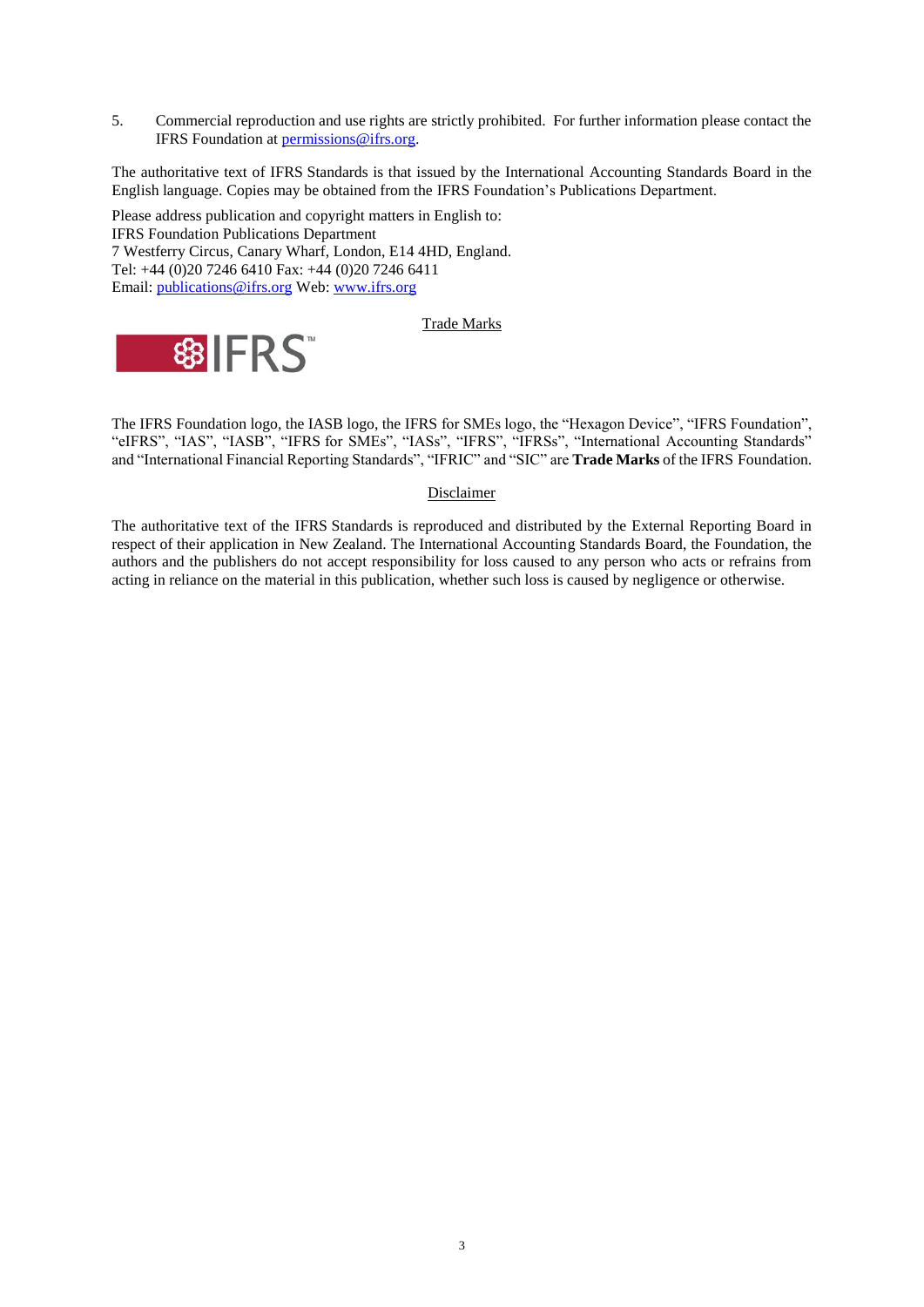5. Commercial reproduction and use rights are strictly prohibited. For further information please contact the IFRS Foundation at permissions@ifrs.org.

The authoritative text of IFRS Standards is that issued by the International Accounting Standards Board in the English language. Copies may be obtained from the IFRS Foundation's Publications Department.

Please address publication and copyright matters in English to:
IFRS Foundation Publications Department
7 Westferry Circus, Canary Wharf, London, E14 4HD, England.
Tel: +44 (0)20 7246 6410 Fax: +44 (0)20 7246 6411
Email: publications@ifrs.org Web: www.ifrs.org

Trade Marks

The IFRS Foundation logo, the IASB logo, the IFRS for SMEs logo, the "Hexagon Device", "IFRS Foundation", "eIFRS", "IAS", "IASB", "IFRS for SMEs", "IASs", "IFRS", "IFRSs", "International Accounting Standards" and "International Financial Reporting Standards", "IFRIC" and "SIC" are **Trade Marks** of the IFRS Foundation.

Disclaimer

The authoritative text of the IFRS Standards is reproduced and distributed by the External Reporting Board in respect of their application in New Zealand. The International Accounting Standards Board, the Foundation, the authors and the publishers do not accept responsibility for loss caused to any person who acts or refrains from acting in reliance on the material in this publication, whether such loss is caused by negligence or otherwise.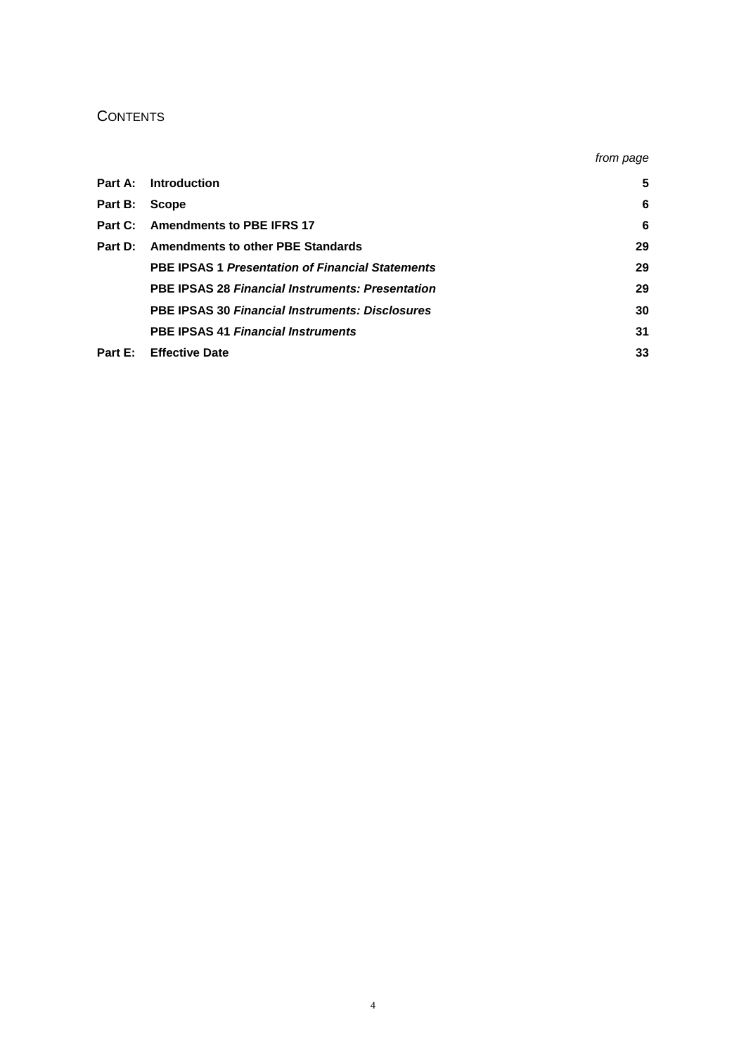# CONTENTS

| | | *from page* |
|---|---|---|
| **Part A:** | **Introduction** | **5** |
| **Part B:** | **Scope** | **6** |
| **Part C:** | **Amendments to PBE IFRS 17** | **6** |
| **Part D:** | **Amendments to other PBE Standards** | **29** |
| | **PBE IPSAS 1 *Presentation of Financial Statements*** | **29** |
| | **PBE IPSAS 28 *Financial Instruments: Presentation*** | **29** |
| | **PBE IPSAS 30 *Financial Instruments: Disclosures*** | **30** |
| | **PBE IPSAS 41 *Financial Instruments*** | **31** |
| **Part E:** | **Effective Date** | **33** |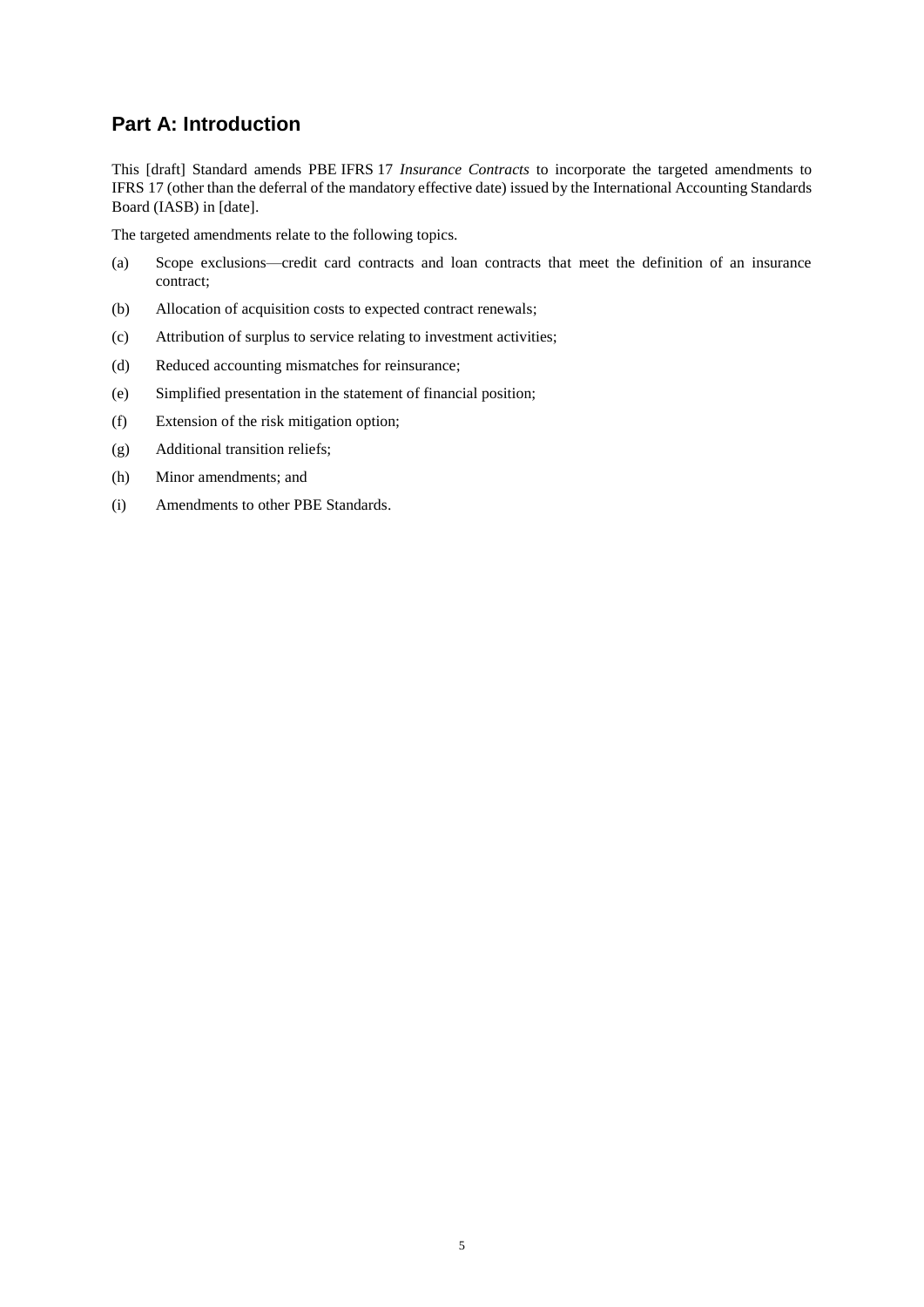## Part A: Introduction

This [draft] Standard amends PBE IFRS 17 *Insurance Contracts* to incorporate the targeted amendments to IFRS 17 (other than the deferral of the mandatory effective date) issued by the International Accounting Standards Board (IASB) in [date].

The targeted amendments relate to the following topics.

(a) Scope exclusions—credit card contracts and loan contracts that meet the definition of an insurance contract;

(b) Allocation of acquisition costs to expected contract renewals;

(c) Attribution of surplus to service relating to investment activities;

(d) Reduced accounting mismatches for reinsurance;

(e) Simplified presentation in the statement of financial position;

(f) Extension of the risk mitigation option;

(g) Additional transition reliefs;

(h) Minor amendments; and

(i) Amendments to other PBE Standards.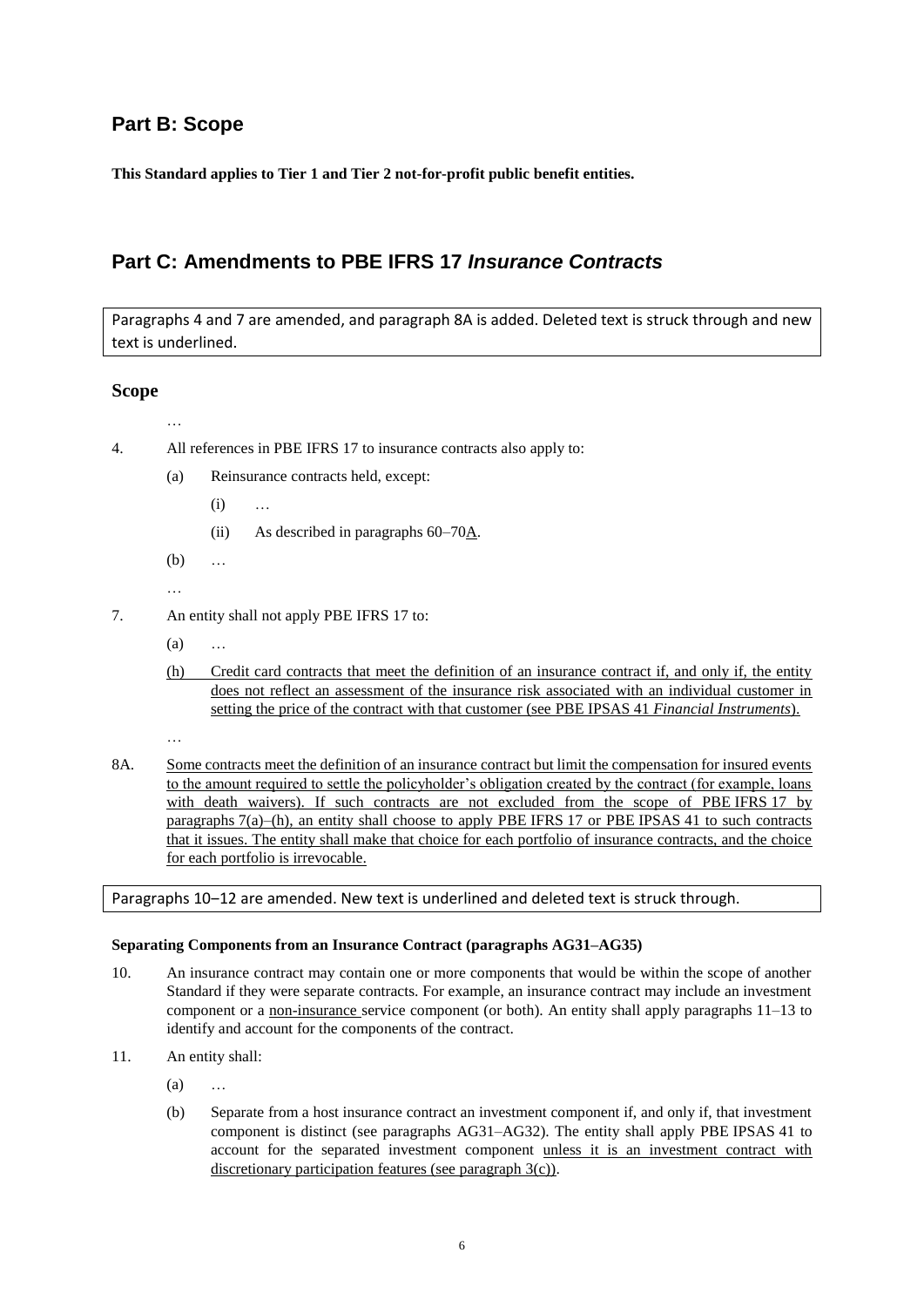## Part B: Scope

**This Standard applies to Tier 1 and Tier 2 not-for-profit public benefit entities.**

## Part C: Amendments to PBE IFRS 17 *Insurance Contracts*

Paragraphs 4 and 7 are amended, and paragraph 8A is added. Deleted text is struck through and new text is underlined.

### Scope

…

4. All references in PBE IFRS 17 to insurance contracts also apply to:

   (a) Reinsurance contracts held, except:

      (i) …

      (ii) As described in paragraphs 60–70<u>A</u>.

   (b) …

   …

7. An entity shall not apply PBE IFRS 17 to:

   (a) …

   <u>(h) Credit card contracts that meet the definition of an insurance contract if, and only if, the entity does not reflect an assessment of the insurance risk associated with an individual customer in setting the price of the contract with that customer (see PBE IPSAS 41 *Financial Instruments*).</u>

   …

8A. <u>Some contracts meet the definition of an insurance contract but limit the compensation for insured events to the amount required to settle the policyholder's obligation created by the contract (for example, loans with death waivers). If such contracts are not excluded from the scope of PBE IFRS 17 by paragraphs 7(a)–(h), an entity shall choose to apply PBE IFRS 17 or PBE IPSAS 41 to such contracts that it issues. The entity shall make that choice for each portfolio of insurance contracts, and the choice for each portfolio is irrevocable.</u>

Paragraphs 10–12 are amended. New text is underlined and deleted text is struck through.

**Separating Components from an Insurance Contract (paragraphs AG31–AG35)**

10. An insurance contract may contain one or more components that would be within the scope of another Standard if they were separate contracts. For example, an insurance contract may include an investment component or a <u>non-insurance</u> service component (or both). An entity shall apply paragraphs 11–13 to identify and account for the components of the contract.

11. An entity shall:

   (a) …

   (b) Separate from a host insurance contract an investment component if, and only if, that investment component is distinct (see paragraphs AG31–AG32). The entity shall apply PBE IPSAS 41 to account for the separated investment component <u>unless it is an investment contract with discretionary participation features (see paragraph 3(c))</u>.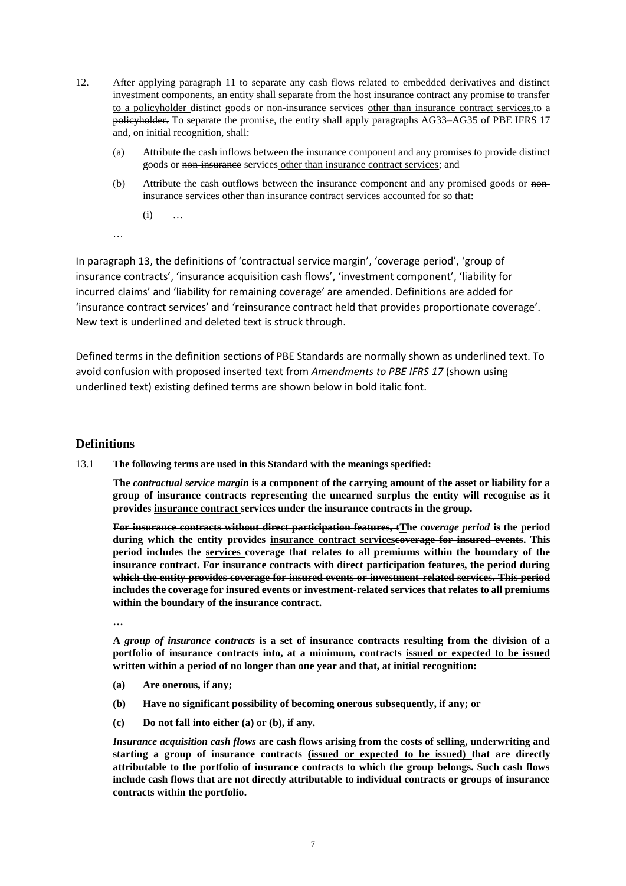12. After applying paragraph 11 to separate any cash flows related to embedded derivatives and distinct investment components, an entity shall separate from the host insurance contract any promise to transfer <u>to a policyholder</u> distinct goods or ~~non-insurance~~ services <u>other than insurance contract services</u>.~~to a policyholder.~~ To separate the promise, the entity shall apply paragraphs AG33–AG35 of PBE IFRS 17 and, on initial recognition, shall:

    (a) Attribute the cash inflows between the insurance component and any promises to provide distinct goods or ~~non-insurance~~ services <u>other than insurance contract services</u>; and

    (b) Attribute the cash outflows between the insurance component and any promised goods or ~~non-insurance~~ services <u>other than insurance contract services</u> accounted for so that:

        (i) …

    …

> In paragraph 13, the definitions of 'contractual service margin', 'coverage period', 'group of insurance contracts', 'insurance acquisition cash flows', 'investment component', 'liability for incurred claims' and 'liability for remaining coverage' are amended. Definitions are added for 'insurance contract services' and 'reinsurance contract held that provides proportionate coverage'. New text is underlined and deleted text is struck through.
>
> Defined terms in the definition sections of PBE Standards are normally shown as underlined text. To avoid confusion with proposed inserted text from *Amendments to PBE IFRS 17* (shown using underlined text) existing defined terms are shown below in bold italic font.

## Definitions

13.1 **The following terms are used in this Standard with the meanings specified:**

**The *contractual service margin* is a component of the carrying amount of the asset or liability for a group of insurance contracts representing the unearned surplus the entity will recognise as it provides <u>insurance contract</u> services under the insurance contracts in the group.**

**~~For insurance contracts without direct participation features, t~~<u>T</u>he *coverage period* is the period during which the entity provides <u>insurance contract services</u>~~coverage for insured events~~. This period includes the <u>services</u> ~~coverage~~ that relates to all premiums within the boundary of the insurance contract. ~~For insurance contracts with direct participation features, the period during which the entity provides coverage for insured events or investment-related services. This period includes the coverage for insured events or investment-related services that relates to all premiums within the boundary of the insurance contract.~~**

**…**

**A *group of insurance contracts* is a set of insurance contracts resulting from the division of a portfolio of insurance contracts into, at a minimum, contracts <u>issued or expected to be issued</u> ~~written~~ within a period of no longer than one year and that, at initial recognition:**

**(a) Are onerous, if any;**

**(b) Have no significant possibility of becoming onerous subsequently, if any; or**

**(c) Do not fall into either (a) or (b), if any.**

***Insurance acquisition cash flows* are cash flows arising from the costs of selling, underwriting and starting a group of insurance contracts <u>(issued or expected to be issued)</u> that are directly attributable to the portfolio of insurance contracts to which the group belongs. Such cash flows include cash flows that are not directly attributable to individual contracts or groups of insurance contracts within the portfolio.**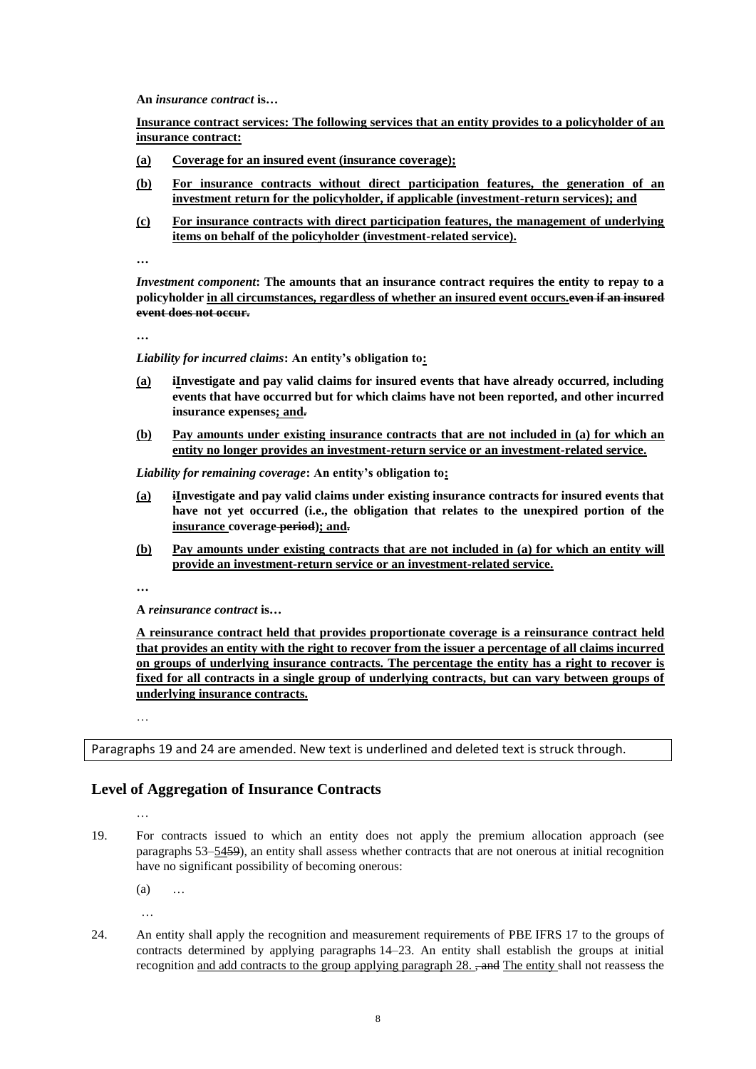**An *insurance contract* is…**

**Insurance contract services: The following services that an entity provides to a policyholder of an insurance contract:**

**(a) Coverage for an insured event (insurance coverage);**

**(b) For insurance contracts without direct participation features, the generation of an investment return for the policyholder, if applicable (investment-return services); and**

**(c) For insurance contracts with direct participation features, the management of underlying items on behalf of the policyholder (investment-related service).**

**…**

***Investment component*: The amounts that an insurance contract requires the entity to repay to a policyholder in all circumstances, regardless of whether an insured event occurs.~~even if an insured event does not occur.~~**

**…**

***Liability for incurred claims*: An entity's obligation to:**

**(a) ~~i~~Investigate and pay valid claims for insured events that have already occurred, including events that have occurred but for which claims have not been reported, and other incurred insurance expenses; and~~.~~**

**(b) Pay amounts under existing insurance contracts that are not included in (a) for which an entity no longer provides an investment-return service or an investment-related service.**

***Liability for remaining coverage*: An entity's obligation to:**

**(a) ~~i~~Investigate and pay valid claims under existing insurance contracts for insured events that have not yet occurred (i.e., the obligation that relates to the unexpired portion of the insurance coverage ~~period~~); and~~.~~**

**(b) Pay amounts under existing contracts that are not included in (a) for which an entity will provide an investment-return service or an investment-related service.**

**…**

**A *reinsurance contract* is…**

**A reinsurance contract held that provides proportionate coverage is a reinsurance contract held that provides an entity with the right to recover from the issuer a percentage of all claims incurred on groups of underlying insurance contracts. The percentage the entity has a right to recover is fixed for all contracts in a single group of underlying contracts, but can vary between groups of underlying insurance contracts.**

…

Paragraphs 19 and 24 are amended. New text is underlined and deleted text is struck through.

## Level of Aggregation of Insurance Contracts

…

19. For contracts issued to which an entity does not apply the premium allocation approach (see paragraphs 53–54~~59~~), an entity shall assess whether contracts that are not onerous at initial recognition have no significant possibility of becoming onerous:

(a) …

…

24. An entity shall apply the recognition and measurement requirements of PBE IFRS 17 to the groups of contracts determined by applying paragraphs 14–23. An entity shall establish the groups at initial recognition and add contracts to the group applying paragraph 28. ~~, and~~ The entity shall not reassess the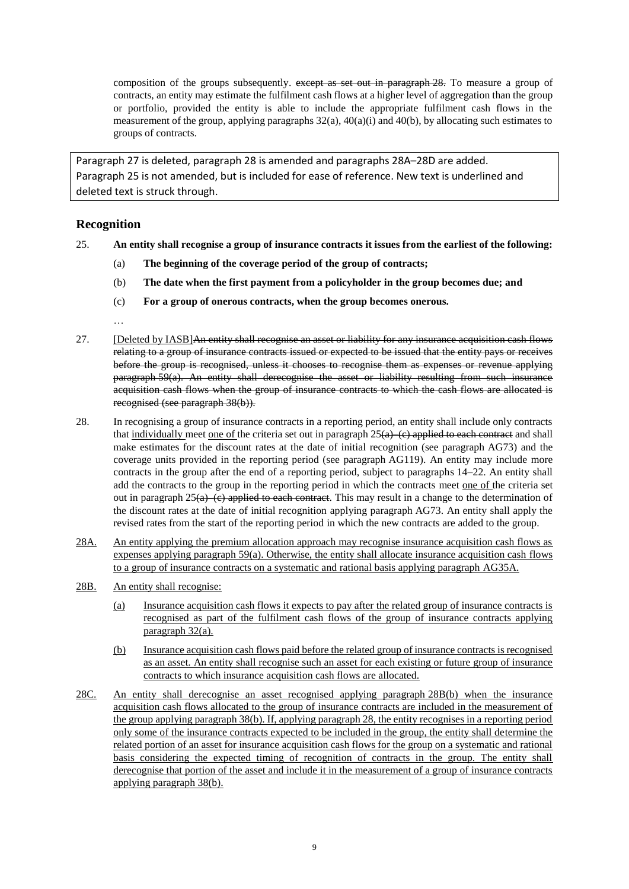composition of the groups subsequently. ~~except as set out in paragraph 28.~~ To measure a group of contracts, an entity may estimate the fulfilment cash flows at a higher level of aggregation than the group or portfolio, provided the entity is able to include the appropriate fulfilment cash flows in the measurement of the group, applying paragraphs 32(a), 40(a)(i) and 40(b), by allocating such estimates to groups of contracts.

Paragraph 27 is deleted, paragraph 28 is amended and paragraphs 28A–28D are added. Paragraph 25 is not amended, but is included for ease of reference. New text is underlined and deleted text is struck through.

## Recognition

25. **An entity shall recognise a group of insurance contracts it issues from the earliest of the following:**

    (a) **The beginning of the coverage period of the group of contracts;**

    (b) **The date when the first payment from a policyholder in the group becomes due; and**

    (c) **For a group of onerous contracts, when the group becomes onerous.**

…

27. <u>[Deleted by IASB]</u>~~An entity shall recognise an asset or liability for any insurance acquisition cash flows relating to a group of insurance contracts issued or expected to be issued that the entity pays or receives before the group is recognised, unless it chooses to recognise them as expenses or revenue applying paragraph 59(a). An entity shall derecognise the asset or liability resulting from such insurance acquisition cash flows when the group of insurance contracts to which the cash flows are allocated is recognised (see paragraph 38(b)).~~

28. In recognising a group of insurance contracts in a reporting period, an entity shall include only contracts that <u>individually</u> meet <u>one of</u> the criteria set out in paragraph 25~~(a)–(c) applied to each contract~~ and shall make estimates for the discount rates at the date of initial recognition (see paragraph AG73) and the coverage units provided in the reporting period (see paragraph AG119). An entity may include more contracts in the group after the end of a reporting period, subject to paragraphs 14–22. An entity shall add the contracts to the group in the reporting period in which the contracts meet <u>one of</u> the criteria set out in paragraph 25~~(a)–(c) applied to each contract~~. This may result in a change to the determination of the discount rates at the date of initial recognition applying paragraph AG73. An entity shall apply the revised rates from the start of the reporting period in which the new contracts are added to the group.

<u>28A.</u> <u>An entity applying the premium allocation approach may recognise insurance acquisition cash flows as expenses applying paragraph 59(a). Otherwise, the entity shall allocate insurance acquisition cash flows to a group of insurance contracts on a systematic and rational basis applying paragraph AG35A.</u>

<u>28B.</u> <u>An entity shall recognise:</u>

   <u>(a)</u> <u>Insurance acquisition cash flows it expects to pay after the related group of insurance contracts is recognised as part of the fulfilment cash flows of the group of insurance contracts applying paragraph 32(a).</u>

   <u>(b)</u> <u>Insurance acquisition cash flows paid before the related group of insurance contracts is recognised as an asset. An entity shall recognise such an asset for each existing or future group of insurance contracts to which insurance acquisition cash flows are allocated.</u>

<u>28C.</u> <u>An entity shall derecognise an asset recognised applying paragraph 28B(b) when the insurance acquisition cash flows allocated to the group of insurance contracts are included in the measurement of the group applying paragraph 38(b). If, applying paragraph 28, the entity recognises in a reporting period only some of the insurance contracts expected to be included in the group, the entity shall determine the related portion of an asset for insurance acquisition cash flows for the group on a systematic and rational basis considering the expected timing of recognition of contracts in the group. The entity shall derecognise that portion of the asset and include it in the measurement of a group of insurance contracts applying paragraph 38(b).</u>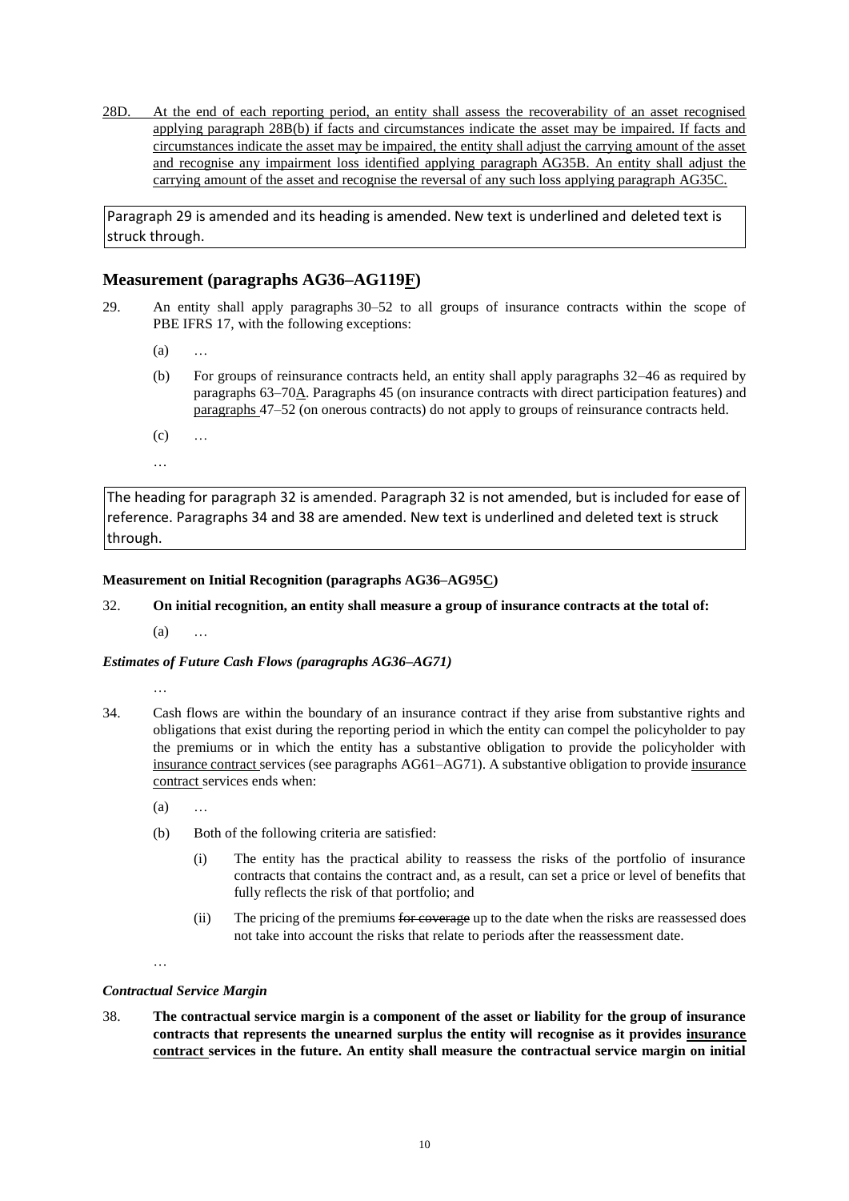28D. <u>At the end of each reporting period, an entity shall assess the recoverability of an asset recognised applying paragraph 28B(b) if facts and circumstances indicate the asset may be impaired. If facts and circumstances indicate the asset may be impaired, the entity shall adjust the carrying amount of the asset and recognise any impairment loss identified applying paragraph AG35B. An entity shall adjust the carrying amount of the asset and recognise the reversal of any such loss applying paragraph AG35C.</u>

> Paragraph 29 is amended and its heading is amended. New text is underlined and deleted text is struck through.

## Measurement (paragraphs AG36–AG119<u>F</u>)

29. An entity shall apply paragraphs 30–52 to all groups of insurance contracts within the scope of PBE IFRS 17, with the following exceptions:

    (a) …

    (b) For groups of reinsurance contracts held, an entity shall apply paragraphs 32–46 as required by paragraphs 63–70<u>A</u>. Paragraphs 45 (on insurance contracts with direct participation features) and <u>paragraphs</u> 47–52 (on onerous contracts) do not apply to groups of reinsurance contracts held.

    (c) …

    …

> The heading for paragraph 32 is amended. Paragraph 32 is not amended, but is included for ease of reference. Paragraphs 34 and 38 are amended. New text is underlined and deleted text is struck through.

**Measurement on Initial Recognition (paragraphs AG36–AG95<u>C</u>)**

32. **On initial recognition, an entity shall measure a group of insurance contracts at the total of:**

    (a) …

***Estimates of Future Cash Flows (paragraphs AG36–AG71)***

…

34. Cash flows are within the boundary of an insurance contract if they arise from substantive rights and obligations that exist during the reporting period in which the entity can compel the policyholder to pay the premiums or in which the entity has a substantive obligation to provide the policyholder with <u>insurance contract</u> services (see paragraphs AG61–AG71). A substantive obligation to provide <u>insurance contract</u> services ends when:

    (a) …

    (b) Both of the following criteria are satisfied:

        (i) The entity has the practical ability to reassess the risks of the portfolio of insurance contracts that contains the contract and, as a result, can set a price or level of benefits that fully reflects the risk of that portfolio; and

        (ii) The pricing of the premiums ~~for coverage~~ up to the date when the risks are reassessed does not take into account the risks that relate to periods after the reassessment date.

…

***Contractual Service Margin***

38. **The contractual service margin is a component of the asset or liability for the group of insurance contracts that represents the unearned surplus the entity will recognise as it provides <u>insurance contract</u> services in the future. An entity shall measure the contractual service margin on initial**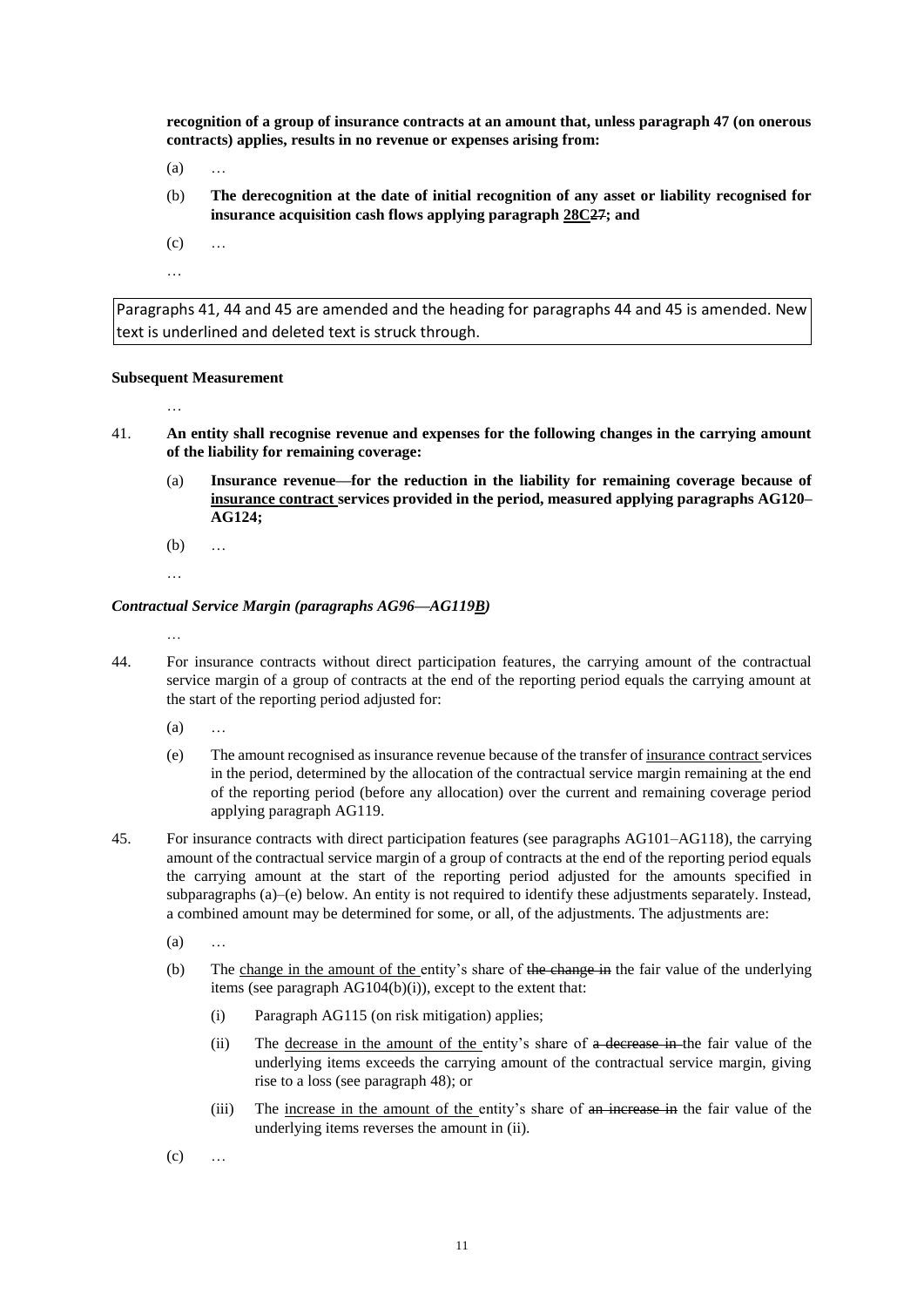**recognition of a group of insurance contracts at an amount that, unless paragraph 47 (on onerous contracts) applies, results in no revenue or expenses arising from:**

(a) …

(b) **The derecognition at the date of initial recognition of any asset or liability recognised for insurance acquisition cash flows applying paragraph <u>28C</u>~~27~~; and**

(c) …

…

Paragraphs 41, 44 and 45 are amended and the heading for paragraphs 44 and 45 is amended. New text is underlined and deleted text is struck through.

**Subsequent Measurement**

…

41. **An entity shall recognise revenue and expenses for the following changes in the carrying amount of the liability for remaining coverage:**

    (a) **Insurance revenue—for the reduction in the liability for remaining coverage because of <u>insurance contract</u> services provided in the period, measured applying paragraphs AG120–AG124;**

    (b) …

    …

***Contractual Service Margin (paragraphs AG96—AG119<u>B</u>)***

…

44. For insurance contracts without direct participation features, the carrying amount of the contractual service margin of a group of contracts at the end of the reporting period equals the carrying amount at the start of the reporting period adjusted for:

    (a) …

    (e) The amount recognised as insurance revenue because of the transfer of <u>insurance contract</u> services in the period, determined by the allocation of the contractual service margin remaining at the end of the reporting period (before any allocation) over the current and remaining coverage period applying paragraph AG119.

45. For insurance contracts with direct participation features (see paragraphs AG101–AG118), the carrying amount of the contractual service margin of a group of contracts at the end of the reporting period equals the carrying amount at the start of the reporting period adjusted for the amounts specified in subparagraphs (a)–(e) below. An entity is not required to identify these adjustments separately. Instead, a combined amount may be determined for some, or all, of the adjustments. The adjustments are:

    (a) …

    (b) The <u>change in the amount of the</u> entity's share of ~~the change in~~ the fair value of the underlying items (see paragraph AG104(b)(i)), except to the extent that:

        (i) Paragraph AG115 (on risk mitigation) applies;

        (ii) The <u>decrease in the amount of the</u> entity's share of ~~a decrease in~~ the fair value of the underlying items exceeds the carrying amount of the contractual service margin, giving rise to a loss (see paragraph 48); or

        (iii) The <u>increase in the amount of the</u> entity's share of ~~an increase in~~ the fair value of the underlying items reverses the amount in (ii).

    (c) …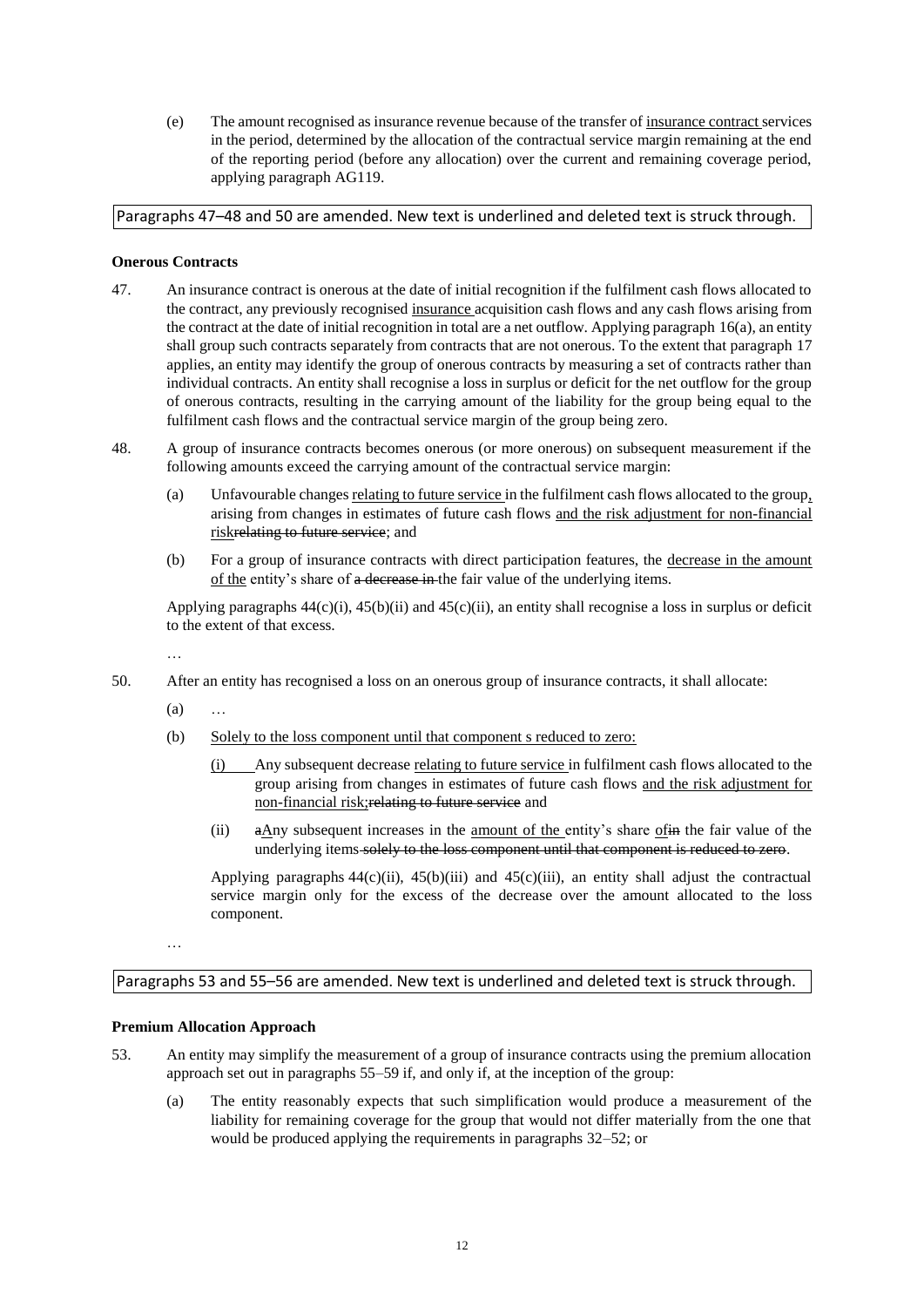(e) The amount recognised as insurance revenue because of the transfer of insurance contract services in the period, determined by the allocation of the contractual service margin remaining at the end of the reporting period (before any allocation) over the current and remaining coverage period, applying paragraph AG119.

Paragraphs 47–48 and 50 are amended. New text is underlined and deleted text is struck through.

**Onerous Contracts**

47. An insurance contract is onerous at the date of initial recognition if the fulfilment cash flows allocated to the contract, any previously recognised insurance acquisition cash flows and any cash flows arising from the contract at the date of initial recognition in total are a net outflow. Applying paragraph 16(a), an entity shall group such contracts separately from contracts that are not onerous. To the extent that paragraph 17 applies, an entity may identify the group of onerous contracts by measuring a set of contracts rather than individual contracts. An entity shall recognise a loss in surplus or deficit for the net outflow for the group of onerous contracts, resulting in the carrying amount of the liability for the group being equal to the fulfilment cash flows and the contractual service margin of the group being zero.

48. A group of insurance contracts becomes onerous (or more onerous) on subsequent measurement if the following amounts exceed the carrying amount of the contractual service margin:

   (a) Unfavourable changes relating to future service in the fulfilment cash flows allocated to the group, arising from changes in estimates of future cash flows and the risk adjustment for non-financial risk~~relating to future service~~; and

   (b) For a group of insurance contracts with direct participation features, the decrease in the amount of the entity's share of ~~a decrease in~~ the fair value of the underlying items.

   Applying paragraphs 44(c)(i), 45(b)(ii) and 45(c)(ii), an entity shall recognise a loss in surplus or deficit to the extent of that excess.

…

50. After an entity has recognised a loss on an onerous group of insurance contracts, it shall allocate:

   (a) …

   (b) Solely to the loss component until that component s reduced to zero:

      (i) Any subsequent decrease relating to future service in fulfilment cash flows allocated to the group arising from changes in estimates of future cash flows and the risk adjustment for non-financial risk;~~relating to future service~~ and

      (ii) ~~a~~Any subsequent increases in the amount of the entity's share of~~in~~ the fair value of the underlying items ~~solely to the loss component until that component is reduced to zero~~.

   Applying paragraphs 44(c)(ii), 45(b)(iii) and 45(c)(iii), an entity shall adjust the contractual service margin only for the excess of the decrease over the amount allocated to the loss component.

…

Paragraphs 53 and 55–56 are amended. New text is underlined and deleted text is struck through.

**Premium Allocation Approach**

53. An entity may simplify the measurement of a group of insurance contracts using the premium allocation approach set out in paragraphs 55–59 if, and only if, at the inception of the group:

   (a) The entity reasonably expects that such simplification would produce a measurement of the liability for remaining coverage for the group that would not differ materially from the one that would be produced applying the requirements in paragraphs 32–52; or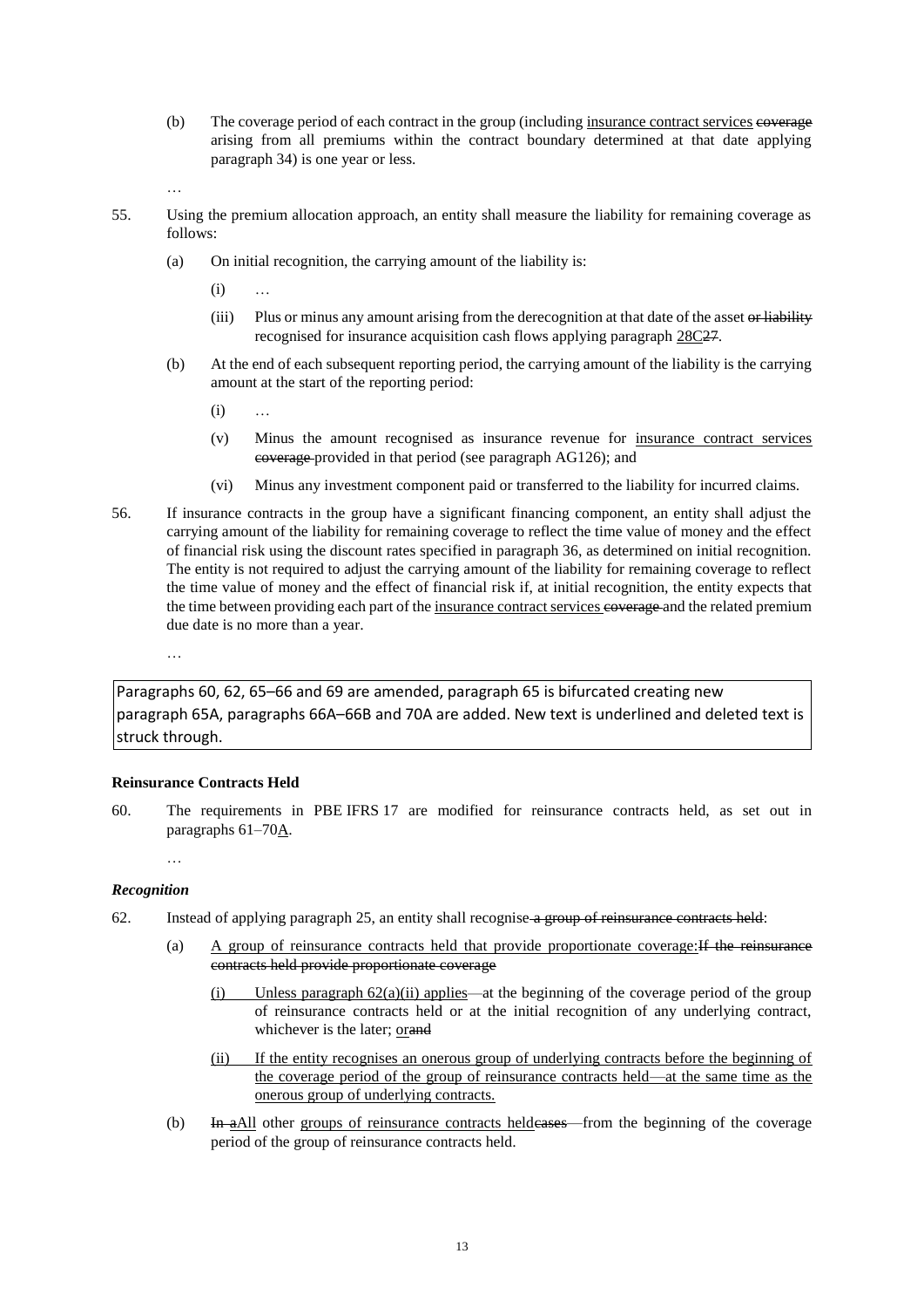(b) The coverage period of each contract in the group (including <u>insurance contract services</u> ~~coverage~~ arising from all premiums within the contract boundary determined at that date applying paragraph 34) is one year or less.

…

55. Using the premium allocation approach, an entity shall measure the liability for remaining coverage as follows:

 (a) On initial recognition, the carrying amount of the liability is:

  (i) …

  (iii) Plus or minus any amount arising from the derecognition at that date of the asset ~~or liability~~ recognised for insurance acquisition cash flows applying paragraph <u>28C</u>~~27~~.

 (b) At the end of each subsequent reporting period, the carrying amount of the liability is the carrying amount at the start of the reporting period:

  (i) …

  (v) Minus the amount recognised as insurance revenue for <u>insurance contract services</u> ~~coverage~~ provided in that period (see paragraph AG126); and

  (vi) Minus any investment component paid or transferred to the liability for incurred claims.

56. If insurance contracts in the group have a significant financing component, an entity shall adjust the carrying amount of the liability for remaining coverage to reflect the time value of money and the effect of financial risk using the discount rates specified in paragraph 36, as determined on initial recognition. The entity is not required to adjust the carrying amount of the liability for remaining coverage to reflect the time value of money and the effect of financial risk if, at initial recognition, the entity expects that the time between providing each part of the <u>insurance contract services</u> ~~coverage~~ and the related premium due date is no more than a year.

…

> Paragraphs 60, 62, 65–66 and 69 are amended, paragraph 65 is bifurcated creating new paragraph 65A, paragraphs 66A–66B and 70A are added. New text is underlined and deleted text is struck through.

**Reinsurance Contracts Held**

60. The requirements in PBE IFRS 17 are modified for reinsurance contracts held, as set out in paragraphs 61–70<u>A</u>.

…

***Recognition***

62. Instead of applying paragraph 25, an entity shall recognise ~~a group of reinsurance contracts held~~:

 (a) <u>A group of reinsurance contracts held that provide proportionate coverage:</u>~~If the reinsurance contracts held provide proportionate coverage~~

  <u>(i) Unless paragraph 62(a)(ii) applies</u>—at the beginning of the coverage period of the group of reinsurance contracts held or at the initial recognition of any underlying contract, whichever is the later; <u>or</u>~~and~~

  <u>(ii) If the entity recognises an onerous group of underlying contracts before the beginning of the coverage period of the group of reinsurance contracts held—at the same time as the onerous group of underlying contracts.</u>

 (b) ~~In a~~<u>All</u> other <u>groups of reinsurance contracts held</u>~~cases~~—from the beginning of the coverage period of the group of reinsurance contracts held.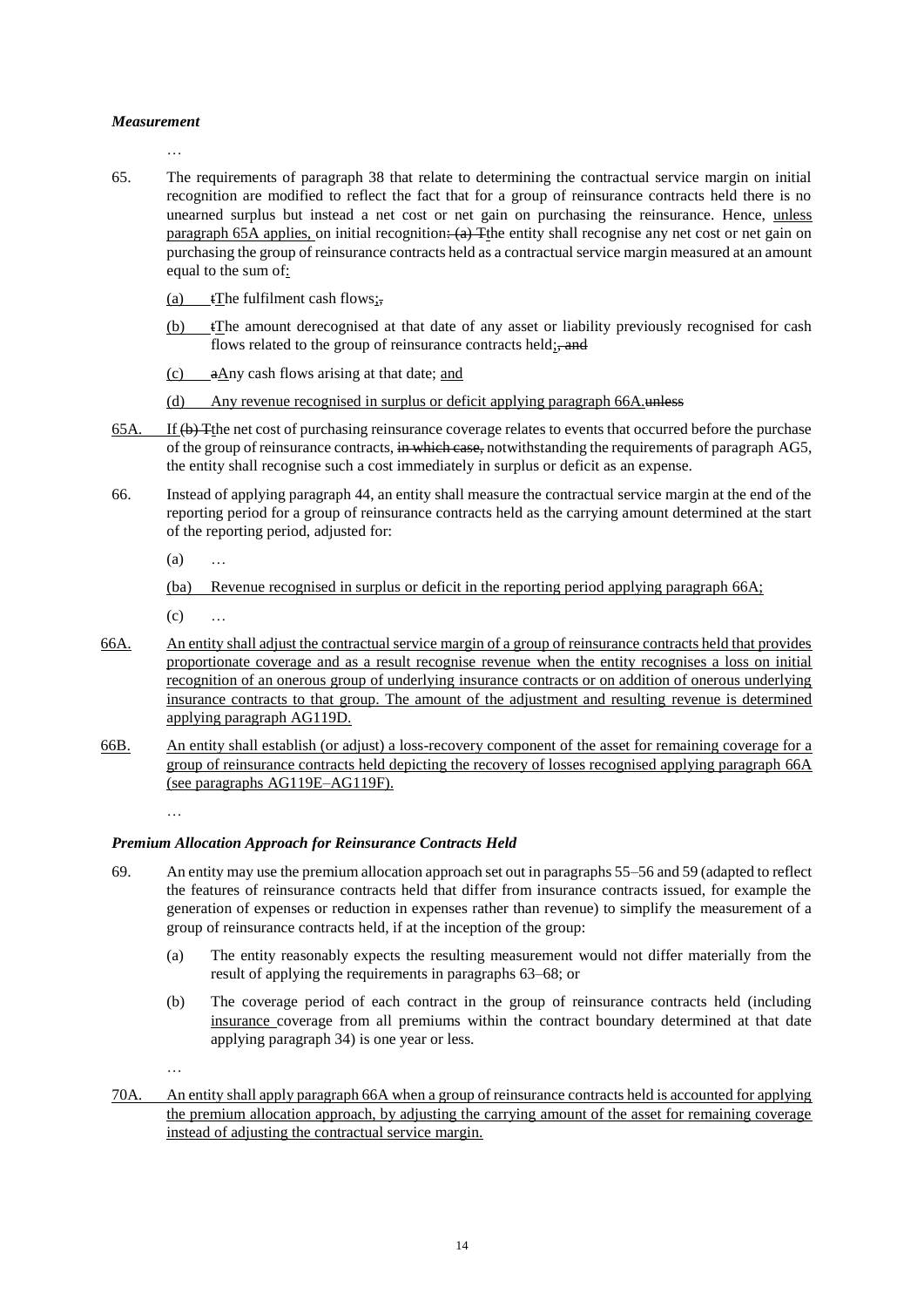### *Measurement*

…

65. The requirements of paragraph 38 that relate to determining the contractual service margin on initial recognition are modified to reflect the fact that for a group of reinsurance contracts held there is no unearned surplus but instead a net cost or net gain on purchasing the reinsurance. Hence, <u>unless paragraph 65A applies,</u> on initial recognition~~: (a) T~~<u>t</u>he entity shall recognise any net cost or net gain on purchasing the group of reinsurance contracts held as a contractual service margin measured at an amount equal to the sum of<u>:</u>

    <u>(a)</u> ~~t~~<u>T</u>he fulfilment cash flows<u>;</u>~~,~~

    <u>(b)</u> ~~t~~<u>T</u>he amount derecognised at that date of any asset or liability previously recognised for cash flows related to the group of reinsurance contracts held<u>;</u>~~, and~~

    <u>(c)</u> ~~a~~<u>A</u>ny cash flows arising at that date; <u>and</u>

    <u>(d) Any revenue recognised in surplus or deficit applying paragraph 66A.</u>~~unless~~

<u>65A.</u> If ~~(b) T~~<u>t</u>he net cost of purchasing reinsurance coverage relates to events that occurred before the purchase of the group of reinsurance contracts, ~~in which case,~~ notwithstanding the requirements of paragraph AG5, the entity shall recognise such a cost immediately in surplus or deficit as an expense.

66. Instead of applying paragraph 44, an entity shall measure the contractual service margin at the end of the reporting period for a group of reinsurance contracts held as the carrying amount determined at the start of the reporting period, adjusted for:

    (a) …

    <u>(ba) Revenue recognised in surplus or deficit in the reporting period applying paragraph 66A;</u>

    (c) …

<u>66A. An entity shall adjust the contractual service margin of a group of reinsurance contracts held that provides proportionate coverage and as a result recognise revenue when the entity recognises a loss on initial recognition of an onerous group of underlying insurance contracts or on addition of onerous underlying insurance contracts to that group. The amount of the adjustment and resulting revenue is determined applying paragraph AG119D.</u>

<u>66B. An entity shall establish (or adjust) a loss-recovery component of the asset for remaining coverage for a group of reinsurance contracts held depicting the recovery of losses recognised applying paragraph 66A (see paragraphs AG119E–AG119F).</u>

…

### *Premium Allocation Approach for Reinsurance Contracts Held*

69. An entity may use the premium allocation approach set out in paragraphs 55–56 and 59 (adapted to reflect the features of reinsurance contracts held that differ from insurance contracts issued, for example the generation of expenses or reduction in expenses rather than revenue) to simplify the measurement of a group of reinsurance contracts held, if at the inception of the group:

    (a) The entity reasonably expects the resulting measurement would not differ materially from the result of applying the requirements in paragraphs 63–68; or

    (b) The coverage period of each contract in the group of reinsurance contracts held (including <u>insurance</u> coverage from all premiums within the contract boundary determined at that date applying paragraph 34) is one year or less.

…

<u>70A. An entity shall apply paragraph 66A when a group of reinsurance contracts held is accounted for applying the premium allocation approach, by adjusting the carrying amount of the asset for remaining coverage instead of adjusting the contractual service margin.</u>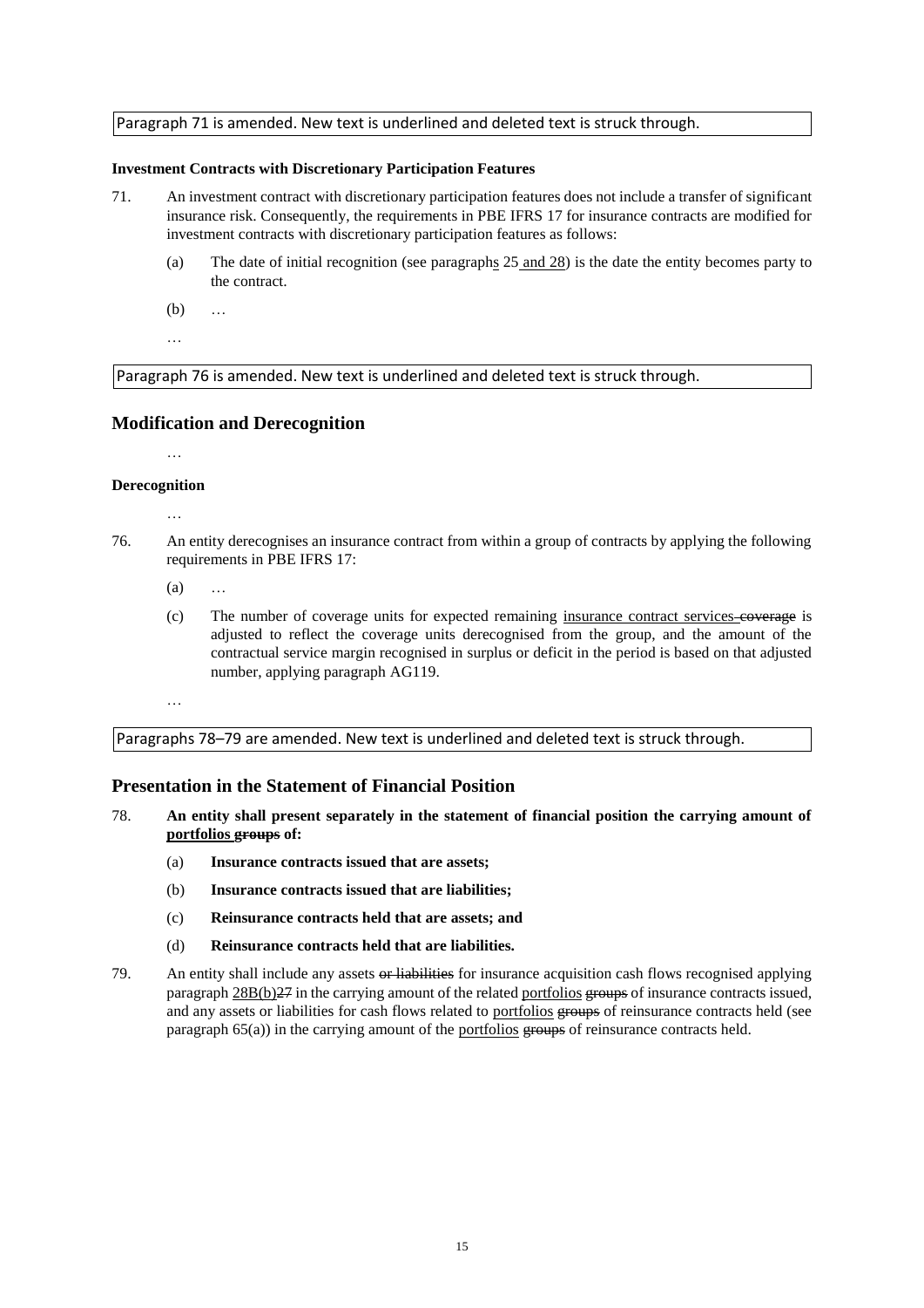Paragraph 71 is amended. New text is underlined and deleted text is struck through.

**Investment Contracts with Discretionary Participation Features**

71. An investment contract with discretionary participation features does not include a transfer of significant insurance risk. Consequently, the requirements in PBE IFRS 17 for insurance contracts are modified for investment contracts with discretionary participation features as follows:

    (a) The date of initial recognition (see paragraph<u>s</u> 25 <u>and 28</u>) is the date the entity becomes party to the contract.

    (b) …

    …

Paragraph 76 is amended. New text is underlined and deleted text is struck through.

## Modification and Derecognition

…

**Derecognition**

…

76. An entity derecognises an insurance contract from within a group of contracts by applying the following requirements in PBE IFRS 17:

    (a) …

    (c) The number of coverage units for expected remaining <u>insurance contract services</u> ~~coverage~~ is adjusted to reflect the coverage units derecognised from the group, and the amount of the contractual service margin recognised in surplus or deficit in the period is based on that adjusted number, applying paragraph AG119.

    …

Paragraphs 78–79 are amended. New text is underlined and deleted text is struck through.

## Presentation in the Statement of Financial Position

78. **An entity shall present separately in the statement of financial position the carrying amount of <u>portfolios</u> ~~groups~~ of:**

    (a) **Insurance contracts issued that are assets;**

    (b) **Insurance contracts issued that are liabilities;**

    (c) **Reinsurance contracts held that are assets; and**

    (d) **Reinsurance contracts held that are liabilities.**

79. An entity shall include any assets ~~or liabilities~~ for insurance acquisition cash flows recognised applying paragraph <u>28B(b)</u>~~27~~ in the carrying amount of the related <u>portfolios</u> ~~groups~~ of insurance contracts issued, and any assets or liabilities for cash flows related to <u>portfolios</u> ~~groups~~ of reinsurance contracts held (see paragraph 65(a)) in the carrying amount of the <u>portfolios</u> ~~groups~~ of reinsurance contracts held.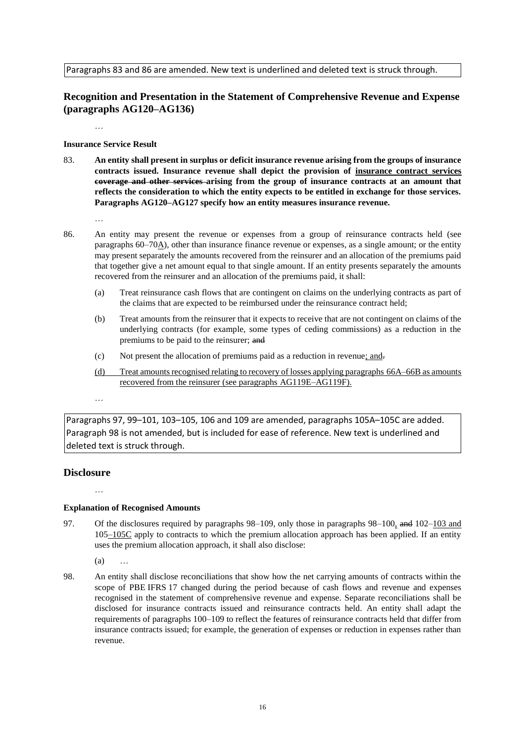Paragraphs 83 and 86 are amended. New text is underlined and deleted text is struck through.

## Recognition and Presentation in the Statement of Comprehensive Revenue and Expense (paragraphs AG120–AG136)

…

### Insurance Service Result

83. **An entity shall present in surplus or deficit insurance revenue arising from the groups of insurance contracts issued. Insurance revenue shall depict the provision of <u>insurance contract services</u> ~~coverage and other services~~ arising from the group of insurance contracts at an amount that reflects the consideration to which the entity expects to be entitled in exchange for those services. Paragraphs AG120–AG127 specify how an entity measures insurance revenue.**

…

86. An entity may present the revenue or expenses from a group of reinsurance contracts held (see paragraphs 60–70<u>A</u>), other than insurance finance revenue or expenses, as a single amount; or the entity may present separately the amounts recovered from the reinsurer and an allocation of the premiums paid that together give a net amount equal to that single amount. If an entity presents separately the amounts recovered from the reinsurer and an allocation of the premiums paid, it shall:

    (a) Treat reinsurance cash flows that are contingent on claims on the underlying contracts as part of the claims that are expected to be reimbursed under the reinsurance contract held;

    (b) Treat amounts from the reinsurer that it expects to receive that are not contingent on claims of the underlying contracts (for example, some types of ceding commissions) as a reduction in the premiums to be paid to the reinsurer; ~~and~~

    (c) Not present the allocation of premiums paid as a reduction in revenue<u>; and</u>~~.~~

    <u>(d) Treat amounts recognised relating to recovery of losses applying paragraphs 66A–66B as amounts recovered from the reinsurer (see paragraphs AG119E–AG119F).</u>

…

Paragraphs 97, 99–101, 103–105, 106 and 109 are amended, paragraphs 105A–105C are added. Paragraph 98 is not amended, but is included for ease of reference. New text is underlined and deleted text is struck through.

## Disclosure

…

### Explanation of Recognised Amounts

97. Of the disclosures required by paragraphs 98–109, only those in paragraphs 98–100<u>,</u> ~~and~~ 102–<u>103 and 105–105C</u> apply to contracts to which the premium allocation approach has been applied. If an entity uses the premium allocation approach, it shall also disclose:

    (a) …

98. An entity shall disclose reconciliations that show how the net carrying amounts of contracts within the scope of PBE IFRS 17 changed during the period because of cash flows and revenue and expenses recognised in the statement of comprehensive revenue and expense. Separate reconciliations shall be disclosed for insurance contracts issued and reinsurance contracts held. An entity shall adapt the requirements of paragraphs 100–109 to reflect the features of reinsurance contracts held that differ from insurance contracts issued; for example, the generation of expenses or reduction in expenses rather than revenue.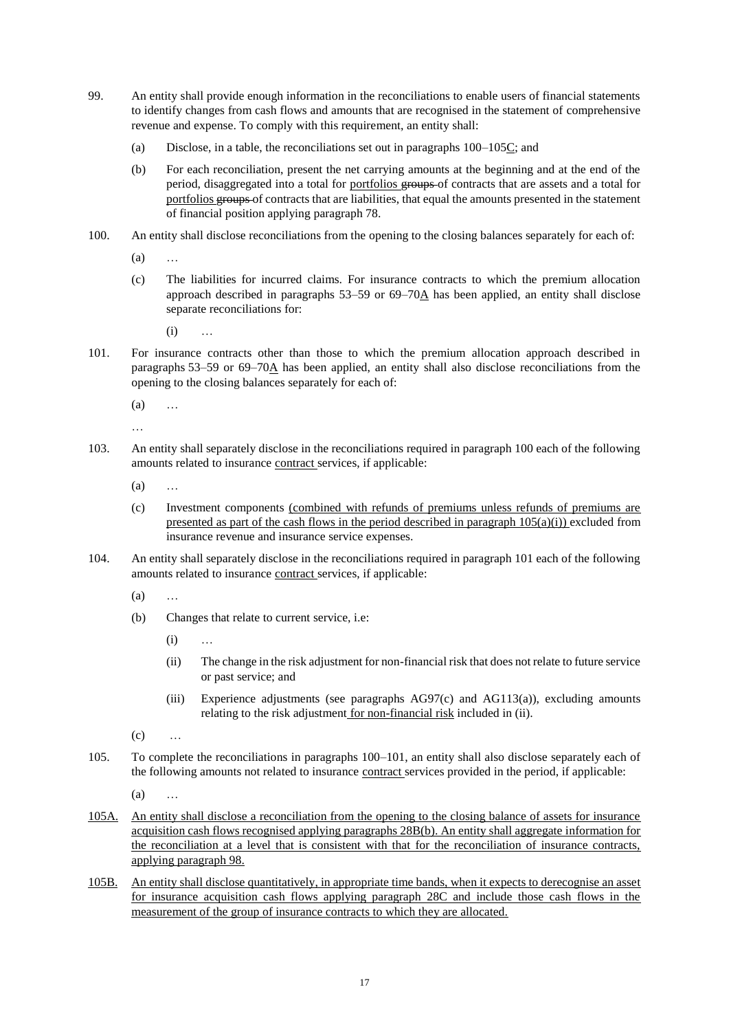99. An entity shall provide enough information in the reconciliations to enable users of financial statements to identify changes from cash flows and amounts that are recognised in the statement of comprehensive revenue and expense. To comply with this requirement, an entity shall:

    (a) Disclose, in a table, the reconciliations set out in paragraphs 100–105C; and

    (b) For each reconciliation, present the net carrying amounts at the beginning and at the end of the period, disaggregated into a total for portfolios ~~groups~~ of contracts that are assets and a total for portfolios ~~groups~~ of contracts that are liabilities, that equal the amounts presented in the statement of financial position applying paragraph 78.

100. An entity shall disclose reconciliations from the opening to the closing balances separately for each of:

    (a) …

    (c) The liabilities for incurred claims. For insurance contracts to which the premium allocation approach described in paragraphs 53–59 or 69–70A has been applied, an entity shall disclose separate reconciliations for:

        (i) …

101. For insurance contracts other than those to which the premium allocation approach described in paragraphs 53–59 or 69–70A has been applied, an entity shall also disclose reconciliations from the opening to the closing balances separately for each of:

    (a) …

    …

103. An entity shall separately disclose in the reconciliations required in paragraph 100 each of the following amounts related to insurance contract services, if applicable:

    (a) …

    (c) Investment components (combined with refunds of premiums unless refunds of premiums are presented as part of the cash flows in the period described in paragraph 105(a)(i)) excluded from insurance revenue and insurance service expenses.

104. An entity shall separately disclose in the reconciliations required in paragraph 101 each of the following amounts related to insurance contract services, if applicable:

    (a) …

    (b) Changes that relate to current service, i.e:

        (i) …

        (ii) The change in the risk adjustment for non-financial risk that does not relate to future service or past service; and

        (iii) Experience adjustments (see paragraphs AG97(c) and AG113(a)), excluding amounts relating to the risk adjustment for non-financial risk included in (ii).

    (c) …

105. To complete the reconciliations in paragraphs 100–101, an entity shall also disclose separately each of the following amounts not related to insurance contract services provided in the period, if applicable:

    (a) …

105A. An entity shall disclose a reconciliation from the opening to the closing balance of assets for insurance acquisition cash flows recognised applying paragraphs 28B(b). An entity shall aggregate information for the reconciliation at a level that is consistent with that for the reconciliation of insurance contracts, applying paragraph 98.

105B. An entity shall disclose quantitatively, in appropriate time bands, when it expects to derecognise an asset for insurance acquisition cash flows applying paragraph 28C and include those cash flows in the measurement of the group of insurance contracts to which they are allocated.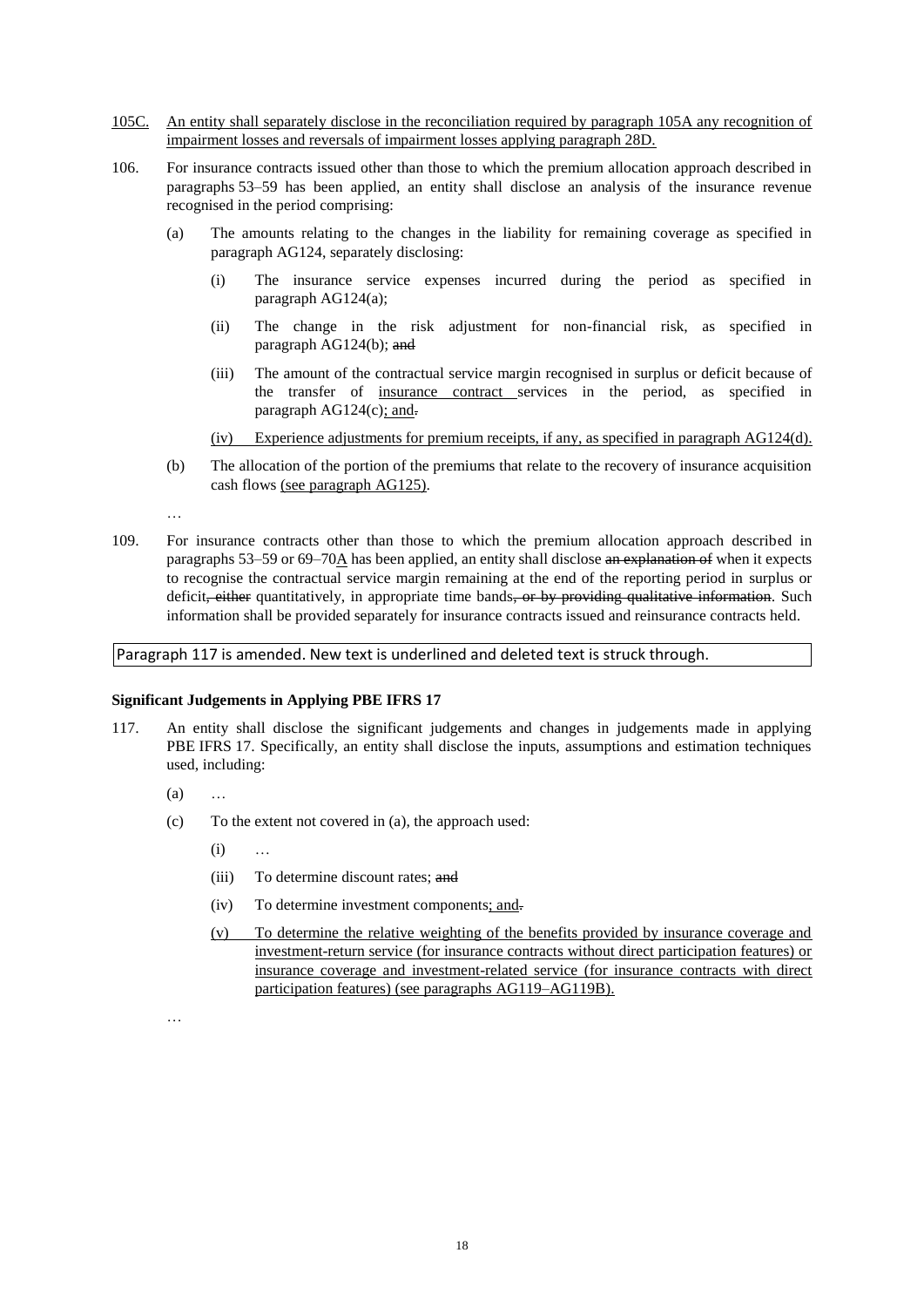105C. <u>An entity shall separately disclose in the reconciliation required by paragraph 105A any recognition of impairment losses and reversals of impairment losses applying paragraph 28D.</u>

106. For insurance contracts issued other than those to which the premium allocation approach described in paragraphs 53–59 has been applied, an entity shall disclose an analysis of the insurance revenue recognised in the period comprising:

    (a) The amounts relating to the changes in the liability for remaining coverage as specified in paragraph AG124, separately disclosing:

        (i) The insurance service expenses incurred during the period as specified in paragraph AG124(a);

        (ii) The change in the risk adjustment for non-financial risk, as specified in paragraph AG124(b); ~~and~~

        (iii) The amount of the contractual service margin recognised in surplus or deficit because of the transfer of <u>insurance contract</u> services in the period, as specified in paragraph AG124(c)<u>; and</u>~~.~~

        <u>(iv) Experience adjustments for premium receipts, if any, as specified in paragraph AG124(d).</u>

    (b) The allocation of the portion of the premiums that relate to the recovery of insurance acquisition cash flows <u>(see paragraph AG125)</u>.

…

109. For insurance contracts other than those to which the premium allocation approach described in paragraphs 53–59 or 69–70<u>A</u> has been applied, an entity shall disclose ~~an explanation of~~ when it expects to recognise the contractual service margin remaining at the end of the reporting period in surplus or deficit~~, either~~ quantitatively, in appropriate time bands~~, or by providing qualitative information~~. Such information shall be provided separately for insurance contracts issued and reinsurance contracts held.

Paragraph 117 is amended. New text is underlined and deleted text is struck through.

**Significant Judgements in Applying PBE IFRS 17**

117. An entity shall disclose the significant judgements and changes in judgements made in applying PBE IFRS 17. Specifically, an entity shall disclose the inputs, assumptions and estimation techniques used, including:

    (a) …

    (c) To the extent not covered in (a), the approach used:

        (i) …

        (iii) To determine discount rates; ~~and~~

        (iv) To determine investment components<u>; and</u>~~.~~

        <u>(v) To determine the relative weighting of the benefits provided by insurance coverage and investment-return service (for insurance contracts without direct participation features) or insurance coverage and investment-related service (for insurance contracts with direct participation features) (see paragraphs AG119–AG119B).</u>

…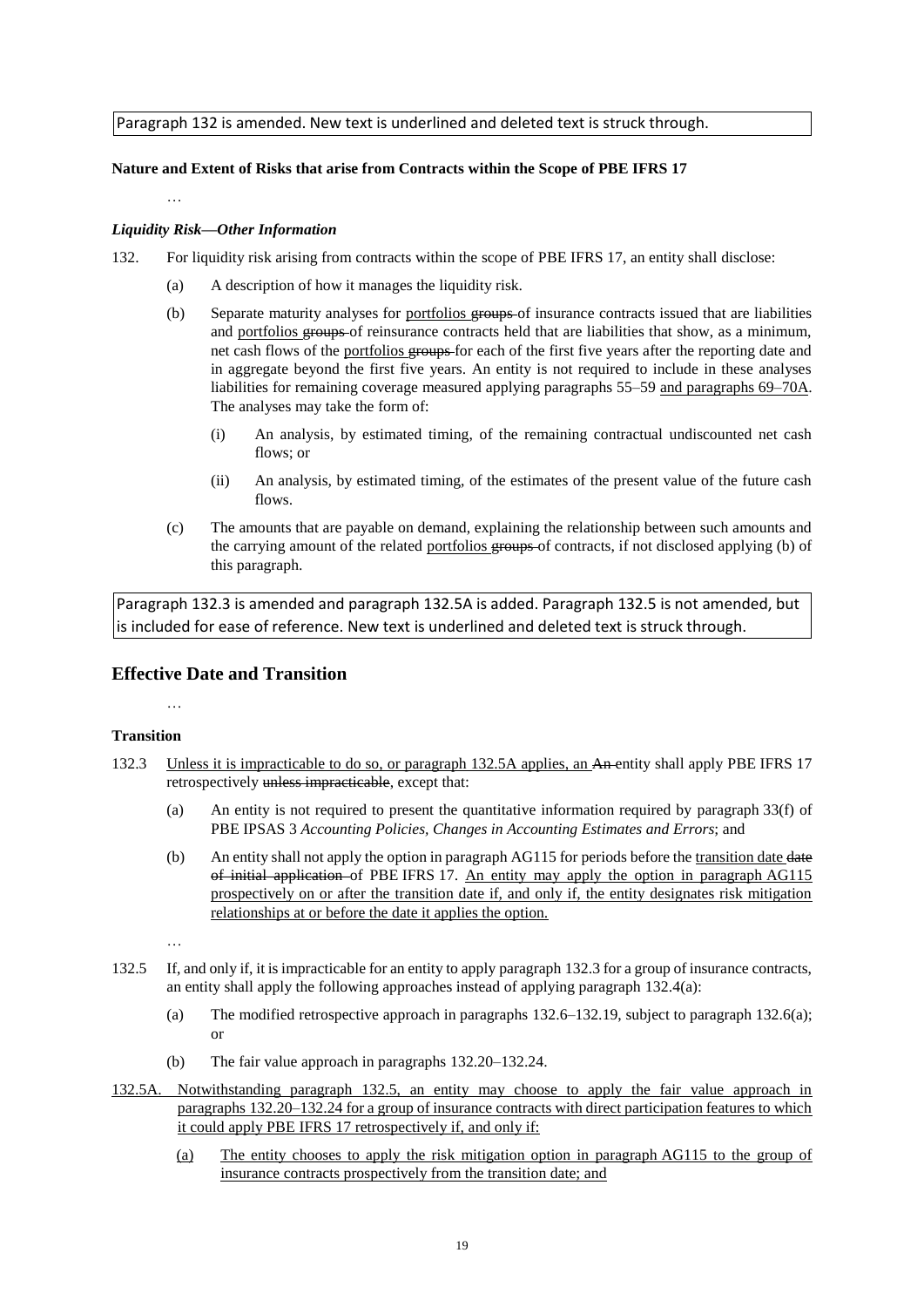Paragraph 132 is amended. New text is underlined and deleted text is struck through.

**Nature and Extent of Risks that arise from Contracts within the Scope of PBE IFRS 17**

…

***Liquidity Risk—Other Information***

132. For liquidity risk arising from contracts within the scope of PBE IFRS 17, an entity shall disclose:

   (a) A description of how it manages the liquidity risk.

   (b) Separate maturity analyses for <u>portfolios</u> ~~groups~~ of insurance contracts issued that are liabilities and <u>portfolios</u> ~~groups~~ of reinsurance contracts held that are liabilities that show, as a minimum, net cash flows of the <u>portfolios</u> ~~groups~~ for each of the first five years after the reporting date and in aggregate beyond the first five years. An entity is not required to include in these analyses liabilities for remaining coverage measured applying paragraphs 55–59 <u>and paragraphs 69–70A</u>. The analyses may take the form of:

      (i) An analysis, by estimated timing, of the remaining contractual undiscounted net cash flows; or

      (ii) An analysis, by estimated timing, of the estimates of the present value of the future cash flows.

   (c) The amounts that are payable on demand, explaining the relationship between such amounts and the carrying amount of the related <u>portfolios</u> ~~groups~~ of contracts, if not disclosed applying (b) of this paragraph.

Paragraph 132.3 is amended and paragraph 132.5A is added. Paragraph 132.5 is not amended, but is included for ease of reference. New text is underlined and deleted text is struck through.

## Effective Date and Transition

…

**Transition**

132.3 <u>Unless it is impracticable to do so, or paragraph 132.5A applies, an</u> ~~An~~ entity shall apply PBE IFRS 17 retrospectively ~~unless impracticable~~, except that:

   (a) An entity is not required to present the quantitative information required by paragraph 33(f) of PBE IPSAS 3 *Accounting Policies, Changes in Accounting Estimates and Errors*; and

   (b) An entity shall not apply the option in paragraph AG115 for periods before the <u>transition date</u> ~~date of initial application~~ of PBE IFRS 17. <u>An entity may apply the option in paragraph AG115 prospectively on or after the transition date if, and only if, the entity designates risk mitigation relationships at or before the date it applies the option.</u>

   …

132.5 If, and only if, it is impracticable for an entity to apply paragraph 132.3 for a group of insurance contracts, an entity shall apply the following approaches instead of applying paragraph 132.4(a):

   (a) The modified retrospective approach in paragraphs 132.6–132.19, subject to paragraph 132.6(a); or

   (b) The fair value approach in paragraphs 132.20–132.24.

<u>132.5A. Notwithstanding paragraph 132.5, an entity may choose to apply the fair value approach in paragraphs 132.20–132.24 for a group of insurance contracts with direct participation features to which it could apply PBE IFRS 17 retrospectively if, and only if:</u>

   <u>(a) The entity chooses to apply the risk mitigation option in paragraph AG115 to the group of insurance contracts prospectively from the transition date; and</u>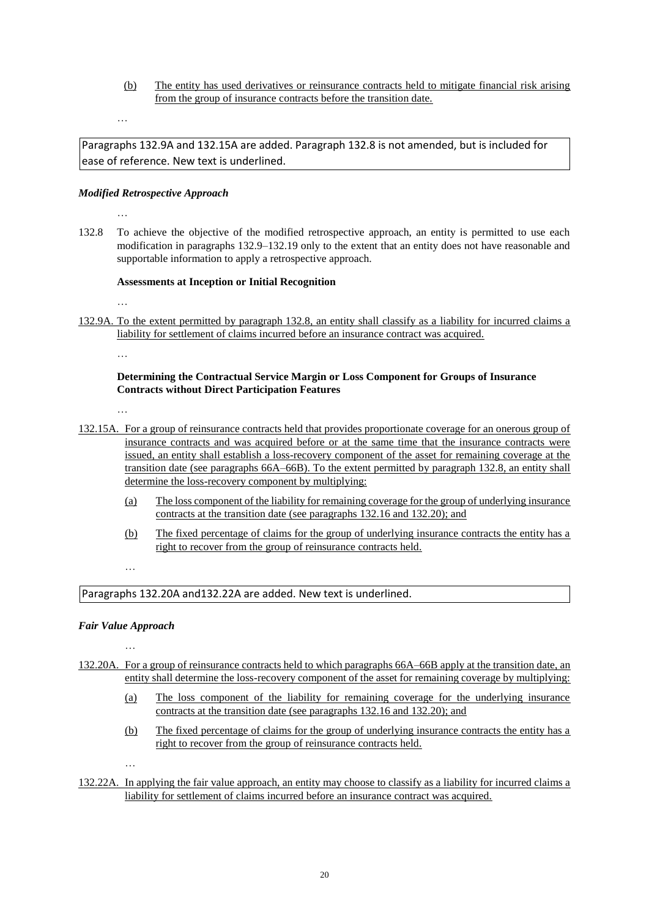(b) The entity has used derivatives or reinsurance contracts held to mitigate financial risk arising from the group of insurance contracts before the transition date.

…

Paragraphs 132.9A and 132.15A are added. Paragraph 132.8 is not amended, but is included for ease of reference. New text is underlined.

### *Modified Retrospective Approach*

…

132.8 To achieve the objective of the modified retrospective approach, an entity is permitted to use each modification in paragraphs 132.9–132.19 only to the extent that an entity does not have reasonable and supportable information to apply a retrospective approach.

**Assessments at Inception or Initial Recognition**

…

132.9A. To the extent permitted by paragraph 132.8, an entity shall classify as a liability for incurred claims a liability for settlement of claims incurred before an insurance contract was acquired.

…

**Determining the Contractual Service Margin or Loss Component for Groups of Insurance Contracts without Direct Participation Features**

…

132.15A. For a group of reinsurance contracts held that provides proportionate coverage for an onerous group of insurance contracts and was acquired before or at the same time that the insurance contracts were issued, an entity shall establish a loss-recovery component of the asset for remaining coverage at the transition date (see paragraphs 66A–66B). To the extent permitted by paragraph 132.8, an entity shall determine the loss-recovery component by multiplying:

(a) The loss component of the liability for remaining coverage for the group of underlying insurance contracts at the transition date (see paragraphs 132.16 and 132.20); and

(b) The fixed percentage of claims for the group of underlying insurance contracts the entity has a right to recover from the group of reinsurance contracts held.

…

Paragraphs 132.20A and132.22A are added. New text is underlined.

### *Fair Value Approach*

…

132.20A. For a group of reinsurance contracts held to which paragraphs 66A–66B apply at the transition date, an entity shall determine the loss-recovery component of the asset for remaining coverage by multiplying:

(a) The loss component of the liability for remaining coverage for the underlying insurance contracts at the transition date (see paragraphs 132.16 and 132.20); and

(b) The fixed percentage of claims for the group of underlying insurance contracts the entity has a right to recover from the group of reinsurance contracts held.

…

132.22A. In applying the fair value approach, an entity may choose to classify as a liability for incurred claims a liability for settlement of claims incurred before an insurance contract was acquired.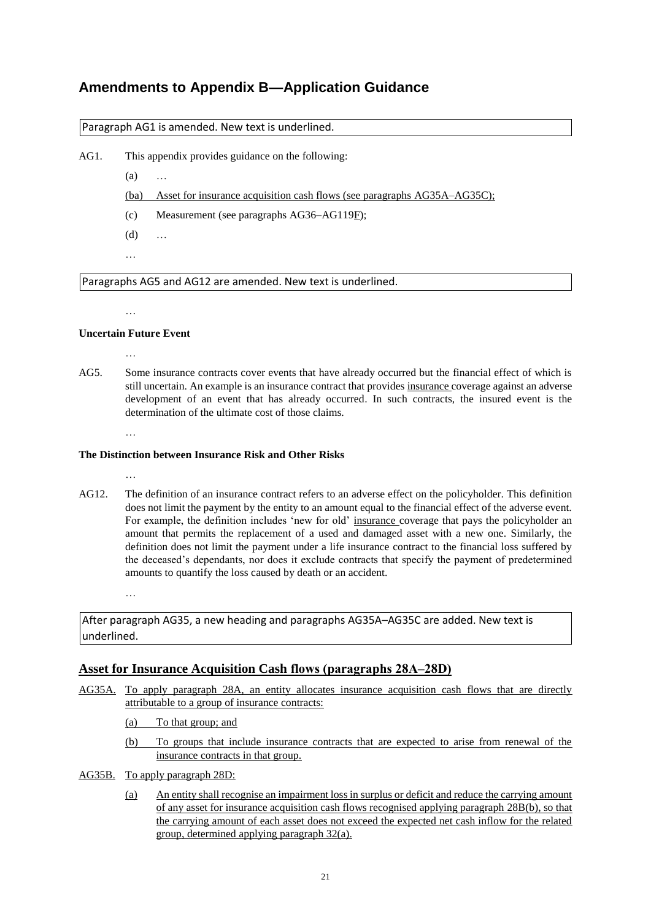## Amendments to Appendix B—Application Guidance

Paragraph AG1 is amended. New text is underlined.

AG1. This appendix provides guidance on the following:

(a) …

<u>(ba) Asset for insurance acquisition cash flows (see paragraphs AG35A–AG35C);</u>

(c) Measurement (see paragraphs AG36–AG119<u>F</u>);

(d) …

…

Paragraphs AG5 and AG12 are amended. New text is underlined.

…

**Uncertain Future Event**

…

AG5. Some insurance contracts cover events that have already occurred but the financial effect of which is still uncertain. An example is an insurance contract that provides <u>insurance</u> coverage against an adverse development of an event that has already occurred. In such contracts, the insured event is the determination of the ultimate cost of those claims.

…

**The Distinction between Insurance Risk and Other Risks**

…

AG12. The definition of an insurance contract refers to an adverse effect on the policyholder. This definition does not limit the payment by the entity to an amount equal to the financial effect of the adverse event. For example, the definition includes 'new for old' <u>insurance</u> coverage that pays the policyholder an amount that permits the replacement of a used and damaged asset with a new one. Similarly, the definition does not limit the payment under a life insurance contract to the financial loss suffered by the deceased's dependants, nor does it exclude contracts that specify the payment of predetermined amounts to quantify the loss caused by death or an accident.

…

After paragraph AG35, a new heading and paragraphs AG35A–AG35C are added. New text is underlined.

### <u>Asset for Insurance Acquisition Cash flows (paragraphs 28A–28D)</u>

<u>AG35A. To apply paragraph 28A, an entity allocates insurance acquisition cash flows that are directly attributable to a group of insurance contracts:</u>

<u>(a) To that group; and</u>

<u>(b) To groups that include insurance contracts that are expected to arise from renewal of the insurance contracts in that group.</u>

<u>AG35B. To apply paragraph 28D:</u>

<u>(a) An entity shall recognise an impairment loss in surplus or deficit and reduce the carrying amount of any asset for insurance acquisition cash flows recognised applying paragraph 28B(b), so that the carrying amount of each asset does not exceed the expected net cash inflow for the related group, determined applying paragraph 32(a).</u>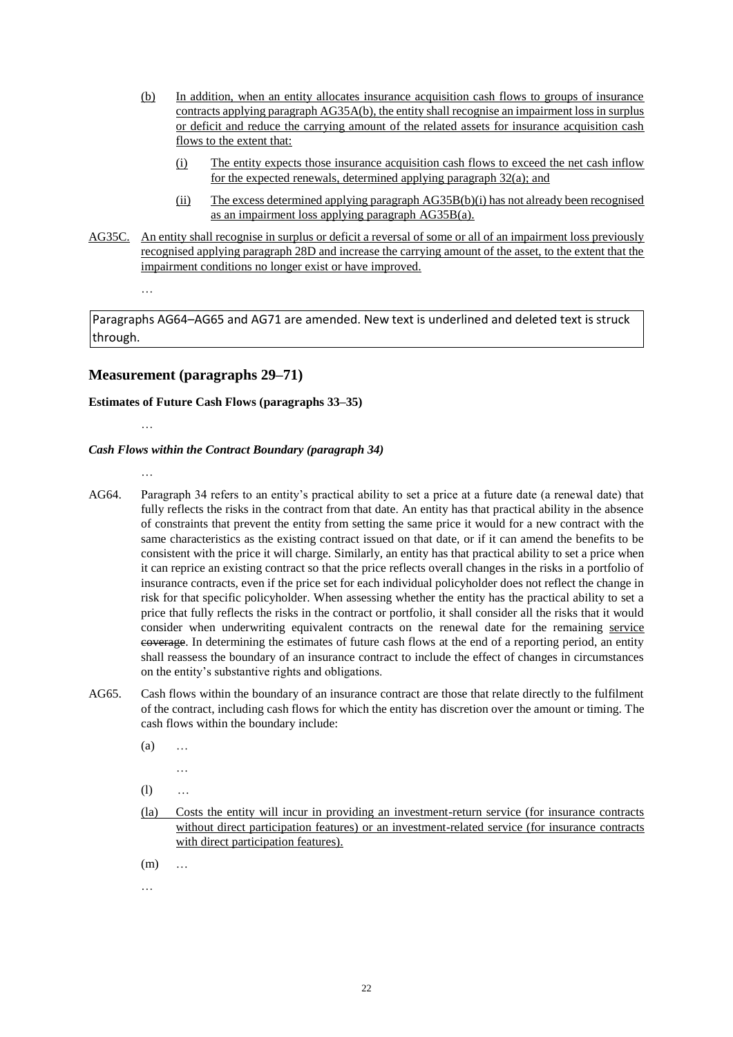(b) In addition, when an entity allocates insurance acquisition cash flows to groups of insurance contracts applying paragraph AG35A(b), the entity shall recognise an impairment loss in surplus or deficit and reduce the carrying amount of the related assets for insurance acquisition cash flows to the extent that:

(i) The entity expects those insurance acquisition cash flows to exceed the net cash inflow for the expected renewals, determined applying paragraph 32(a); and

(ii) The excess determined applying paragraph AG35B(b)(i) has not already been recognised as an impairment loss applying paragraph AG35B(a).

AG35C. An entity shall recognise in surplus or deficit a reversal of some or all of an impairment loss previously recognised applying paragraph 28D and increase the carrying amount of the asset, to the extent that the impairment conditions no longer exist or have improved.

…

Paragraphs AG64–AG65 and AG71 are amended. New text is underlined and deleted text is struck through.

## Measurement (paragraphs 29–71)

**Estimates of Future Cash Flows (paragraphs 33–35)**

…

***Cash Flows within the Contract Boundary (paragraph 34)***

…

AG64. Paragraph 34 refers to an entity's practical ability to set a price at a future date (a renewal date) that fully reflects the risks in the contract from that date. An entity has that practical ability in the absence of constraints that prevent the entity from setting the same price it would for a new contract with the same characteristics as the existing contract issued on that date, or if it can amend the benefits to be consistent with the price it will charge. Similarly, an entity has that practical ability to set a price when it can reprice an existing contract so that the price reflects overall changes in the risks in a portfolio of insurance contracts, even if the price set for each individual policyholder does not reflect the change in risk for that specific policyholder. When assessing whether the entity has the practical ability to set a price that fully reflects the risks in the contract or portfolio, it shall consider all the risks that it would consider when underwriting equivalent contracts on the renewal date for the remaining service ~~coverage~~. In determining the estimates of future cash flows at the end of a reporting period, an entity shall reassess the boundary of an insurance contract to include the effect of changes in circumstances on the entity's substantive rights and obligations.

AG65. Cash flows within the boundary of an insurance contract are those that relate directly to the fulfilment of the contract, including cash flows for which the entity has discretion over the amount or timing. The cash flows within the boundary include:

(a) …

…

(l) …

(la) Costs the entity will incur in providing an investment-return service (for insurance contracts without direct participation features) or an investment-related service (for insurance contracts with direct participation features).

(m) …

…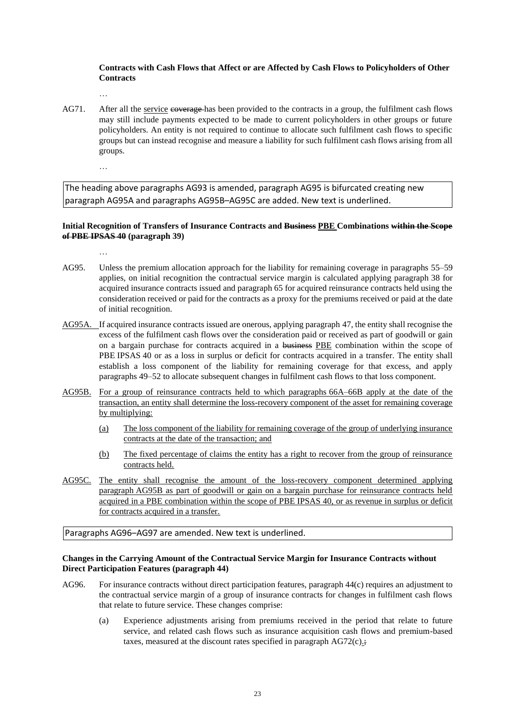**Contracts with Cash Flows that Affect or are Affected by Cash Flows to Policyholders of Other Contracts**

…

AG71. After all the service ~~coverage~~ has been provided to the contracts in a group, the fulfilment cash flows may still include payments expected to be made to current policyholders in other groups or future policyholders. An entity is not required to continue to allocate such fulfilment cash flows to specific groups but can instead recognise and measure a liability for such fulfilment cash flows arising from all groups.

…

The heading above paragraphs AG93 is amended, paragraph AG95 is bifurcated creating new paragraph AG95A and paragraphs AG95B–AG95C are added. New text is underlined.

**Initial Recognition of Transfers of Insurance Contracts and ~~Business~~ PBE Combinations ~~within the Scope of PBE IPSAS 40~~ (paragraph 39)**

…

AG95. Unless the premium allocation approach for the liability for remaining coverage in paragraphs 55–59 applies, on initial recognition the contractual service margin is calculated applying paragraph 38 for acquired insurance contracts issued and paragraph 65 for acquired reinsurance contracts held using the consideration received or paid for the contracts as a proxy for the premiums received or paid at the date of initial recognition.

AG95A. If acquired insurance contracts issued are onerous, applying paragraph 47, the entity shall recognise the excess of the fulfilment cash flows over the consideration paid or received as part of goodwill or gain on a bargain purchase for contracts acquired in a ~~business~~ PBE combination within the scope of PBE IPSAS 40 or as a loss in surplus or deficit for contracts acquired in a transfer. The entity shall establish a loss component of the liability for remaining coverage for that excess, and apply paragraphs 49–52 to allocate subsequent changes in fulfilment cash flows to that loss component.

AG95B. For a group of reinsurance contracts held to which paragraphs 66A–66B apply at the date of the transaction, an entity shall determine the loss-recovery component of the asset for remaining coverage by multiplying:

(a) The loss component of the liability for remaining coverage of the group of underlying insurance contracts at the date of the transaction; and

(b) The fixed percentage of claims the entity has a right to recover from the group of reinsurance contracts held.

AG95C. The entity shall recognise the amount of the loss-recovery component determined applying paragraph AG95B as part of goodwill or gain on a bargain purchase for reinsurance contracts held acquired in a PBE combination within the scope of PBE IPSAS 40, or as revenue in surplus or deficit for contracts acquired in a transfer.

Paragraphs AG96–AG97 are amended. New text is underlined.

**Changes in the Carrying Amount of the Contractual Service Margin for Insurance Contracts without Direct Participation Features (paragraph 44)**

AG96. For insurance contracts without direct participation features, paragraph 44(c) requires an adjustment to the contractual service margin of a group of insurance contracts for changes in fulfilment cash flows that relate to future service. These changes comprise:

(a) Experience adjustments arising from premiums received in the period that relate to future service, and related cash flows such as insurance acquisition cash flows and premium-based taxes, measured at the discount rates specified in paragraph AG72(c).~~;~~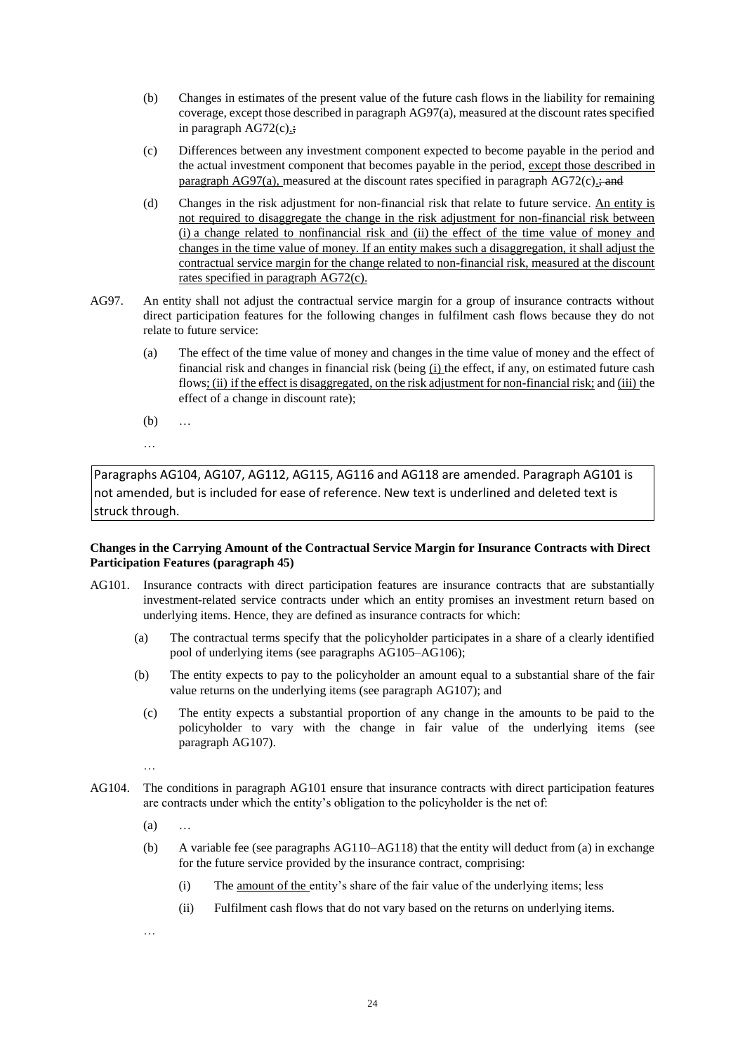(b) Changes in estimates of the present value of the future cash flows in the liability for remaining coverage, except those described in paragraph AG97(a), measured at the discount rates specified in paragraph AG72(c).~~;~~

(c) Differences between any investment component expected to become payable in the period and the actual investment component that becomes payable in the period, <u>except those described in paragraph AG97(a),</u> measured at the discount rates specified in paragraph AG72(c).~~; and~~

(d) Changes in the risk adjustment for non-financial risk that relate to future service. <u>An entity is not required to disaggregate the change in the risk adjustment for non-financial risk between (i) a change related to nonfinancial risk and (ii) the effect of the time value of money and changes in the time value of money. If an entity makes such a disaggregation, it shall adjust the contractual service margin for the change related to non-financial risk, measured at the discount rates specified in paragraph AG72(c).</u>

AG97. An entity shall not adjust the contractual service margin for a group of insurance contracts without direct participation features for the following changes in fulfilment cash flows because they do not relate to future service:

(a) The effect of the time value of money and changes in the time value of money and the effect of financial risk and changes in financial risk (being <u>(i)</u> the effect, if any, on estimated future cash flows<u>; (ii) if the effect is disaggregated, on the risk adjustment for non-financial risk;</u> and <u>(iii)</u> the effect of a change in discount rate);

(b) …

…

Paragraphs AG104, AG107, AG112, AG115, AG116 and AG118 are amended. Paragraph AG101 is not amended, but is included for ease of reference. New text is underlined and deleted text is struck through.

**Changes in the Carrying Amount of the Contractual Service Margin for Insurance Contracts with Direct Participation Features (paragraph 45)**

AG101. Insurance contracts with direct participation features are insurance contracts that are substantially investment-related service contracts under which an entity promises an investment return based on underlying items. Hence, they are defined as insurance contracts for which:

(a) The contractual terms specify that the policyholder participates in a share of a clearly identified pool of underlying items (see paragraphs AG105–AG106);

(b) The entity expects to pay to the policyholder an amount equal to a substantial share of the fair value returns on the underlying items (see paragraph AG107); and

(c) The entity expects a substantial proportion of any change in the amounts to be paid to the policyholder to vary with the change in fair value of the underlying items (see paragraph AG107).

…

AG104. The conditions in paragraph AG101 ensure that insurance contracts with direct participation features are contracts under which the entity's obligation to the policyholder is the net of:

(a) …

(b) A variable fee (see paragraphs AG110–AG118) that the entity will deduct from (a) in exchange for the future service provided by the insurance contract, comprising:

(i) The <u>amount of the</u> entity's share of the fair value of the underlying items; less

(ii) Fulfilment cash flows that do not vary based on the returns on underlying items.

…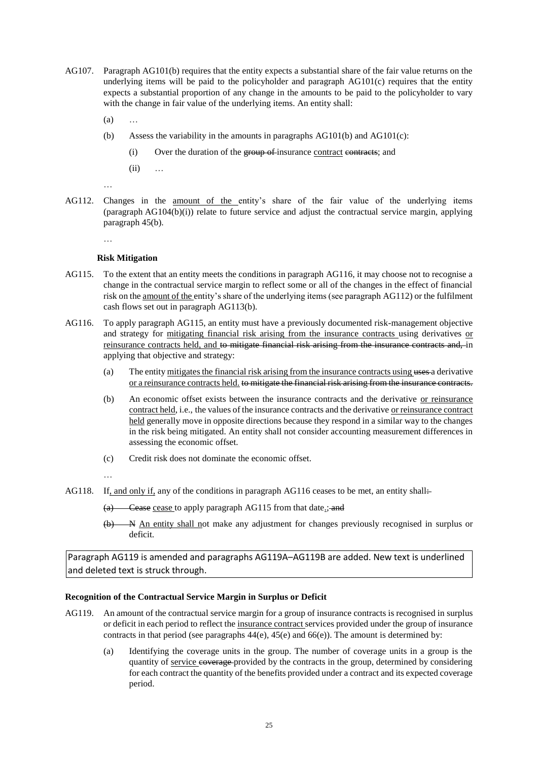AG107. Paragraph AG101(b) requires that the entity expects a substantial share of the fair value returns on the underlying items will be paid to the policyholder and paragraph AG101(c) requires that the entity expects a substantial proportion of any change in the amounts to be paid to the policyholder to vary with the change in fair value of the underlying items. An entity shall:

(a) …

(b) Assess the variability in the amounts in paragraphs AG101(b) and AG101(c):

(i) Over the duration of the ~~group of~~ insurance <u>contract</u> ~~contracts~~; and

(ii) …

…

AG112. Changes in the <u>amount of the</u> entity's share of the fair value of the underlying items (paragraph AG104(b)(i)) relate to future service and adjust the contractual service margin, applying paragraph 45(b).

…

**Risk Mitigation**

AG115. To the extent that an entity meets the conditions in paragraph AG116, it may choose not to recognise a change in the contractual service margin to reflect some or all of the changes in the effect of financial risk on the <u>amount of the</u> entity's share of the underlying items (see paragraph AG112) or the fulfilment cash flows set out in paragraph AG113(b).

AG116. To apply paragraph AG115, an entity must have a previously documented risk-management objective and strategy for <u>mitigating financial risk arising from the insurance contracts</u> using derivatives <u>or reinsurance contracts held, and</u> ~~to mitigate financial risk arising from the insurance contracts and,~~ in applying that objective and strategy:

(a) The entity <u>mitigates the financial risk arising from the insurance contracts using</u> ~~uses~~ a derivative <u>or a reinsurance contracts held.</u> ~~to mitigate the financial risk arising from the insurance contracts.~~

(b) An economic offset exists between the insurance contracts and the derivative <u>or reinsurance contract held</u>, i.e., the values of the insurance contracts and the derivative <u>or reinsurance contract held</u> generally move in opposite directions because they respond in a similar way to the changes in the risk being mitigated. An entity shall not consider accounting measurement differences in assessing the economic offset.

(c) Credit risk does not dominate the economic offset.

…

AG118. If<u>, and only if,</u> any of the conditions in paragraph AG116 ceases to be met, an entity shall~~:~~

~~(a) Cease~~ <u>cease</u> to apply paragraph AG115 from that date<u>.</u>~~; and~~

~~(b) N~~ <u>An entity shall n</u>ot make any adjustment for changes previously recognised in surplus or deficit.

Paragraph AG119 is amended and paragraphs AG119A–AG119B are added. New text is underlined and deleted text is struck through.

**Recognition of the Contractual Service Margin in Surplus or Deficit**

AG119. An amount of the contractual service margin for a group of insurance contracts is recognised in surplus or deficit in each period to reflect the <u>insurance contract</u> services provided under the group of insurance contracts in that period (see paragraphs 44(e), 45(e) and 66(e)). The amount is determined by:

(a) Identifying the coverage units in the group. The number of coverage units in a group is the quantity of <u>service</u> ~~coverage~~ provided by the contracts in the group, determined by considering for each contract the quantity of the benefits provided under a contract and its expected coverage period.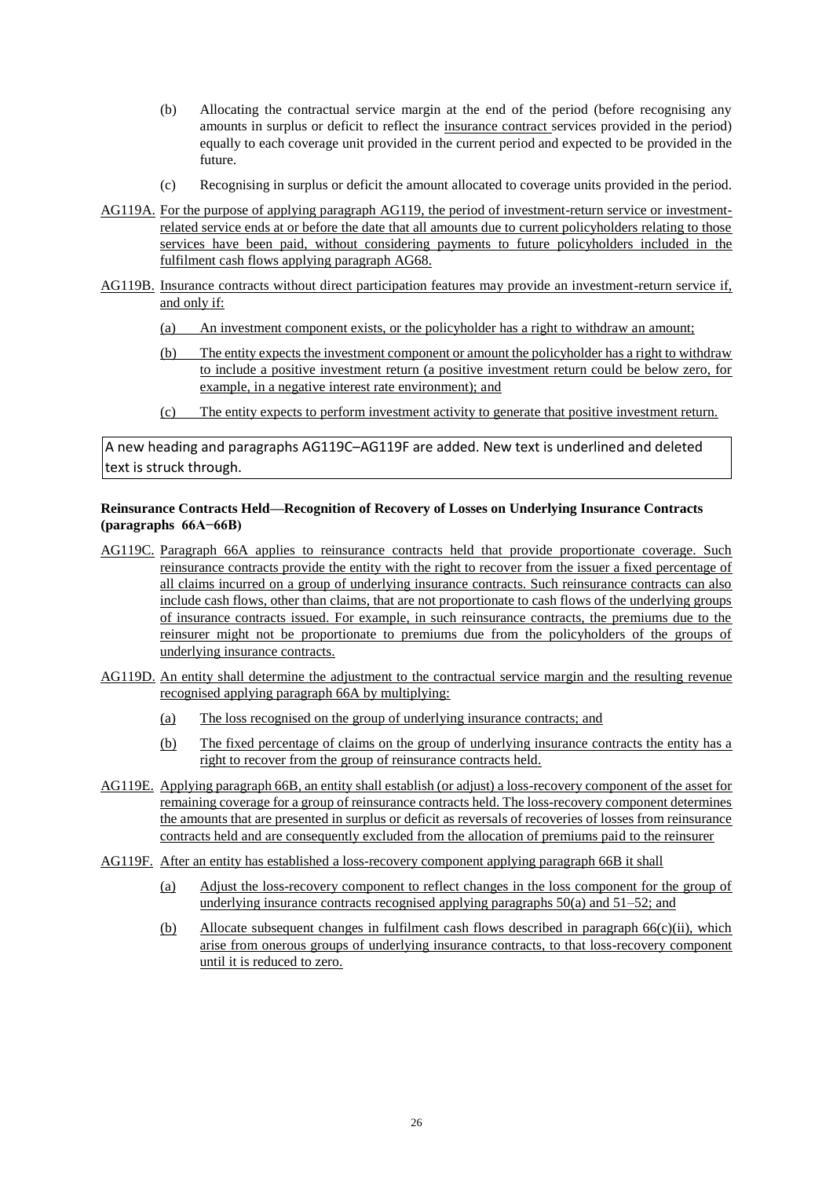(b) Allocating the contractual service margin at the end of the period (before recognising any amounts in surplus or deficit to reflect the insurance contract services provided in the period) equally to each coverage unit provided in the current period and expected to be provided in the future.

(c) Recognising in surplus or deficit the amount allocated to coverage units provided in the period.

AG119A. For the purpose of applying paragraph AG119, the period of investment-return service or investment-related service ends at or before the date that all amounts due to current policyholders relating to those services have been paid, without considering payments to future policyholders included in the fulfilment cash flows applying paragraph AG68.

AG119B. Insurance contracts without direct participation features may provide an investment-return service if, and only if:

(a) An investment component exists, or the policyholder has a right to withdraw an amount;

(b) The entity expects the investment component or amount the policyholder has a right to withdraw to include a positive investment return (a positive investment return could be below zero, for example, in a negative interest rate environment); and

(c) The entity expects to perform investment activity to generate that positive investment return.

A new heading and paragraphs AG119C–AG119F are added. New text is underlined and deleted text is struck through.

**Reinsurance Contracts Held—Recognition of Recovery of Losses on Underlying Insurance Contracts (paragraphs 66A−66B)**

AG119C. Paragraph 66A applies to reinsurance contracts held that provide proportionate coverage. Such reinsurance contracts provide the entity with the right to recover from the issuer a fixed percentage of all claims incurred on a group of underlying insurance contracts. Such reinsurance contracts can also include cash flows, other than claims, that are not proportionate to cash flows of the underlying groups of insurance contracts issued. For example, in such reinsurance contracts, the premiums due to the reinsurer might not be proportionate to premiums due from the policyholders of the groups of underlying insurance contracts.

AG119D. An entity shall determine the adjustment to the contractual service margin and the resulting revenue recognised applying paragraph 66A by multiplying:

(a) The loss recognised on the group of underlying insurance contracts; and

(b) The fixed percentage of claims on the group of underlying insurance contracts the entity has a right to recover from the group of reinsurance contracts held.

AG119E. Applying paragraph 66B, an entity shall establish (or adjust) a loss-recovery component of the asset for remaining coverage for a group of reinsurance contracts held. The loss-recovery component determines the amounts that are presented in surplus or deficit as reversals of recoveries of losses from reinsurance contracts held and are consequently excluded from the allocation of premiums paid to the reinsurer

AG119F. After an entity has established a loss-recovery component applying paragraph 66B it shall

(a) Adjust the loss-recovery component to reflect changes in the loss component for the group of underlying insurance contracts recognised applying paragraphs 50(a) and 51–52; and

(b) Allocate subsequent changes in fulfilment cash flows described in paragraph 66(c)(ii), which arise from onerous groups of underlying insurance contracts, to that loss-recovery component until it is reduced to zero.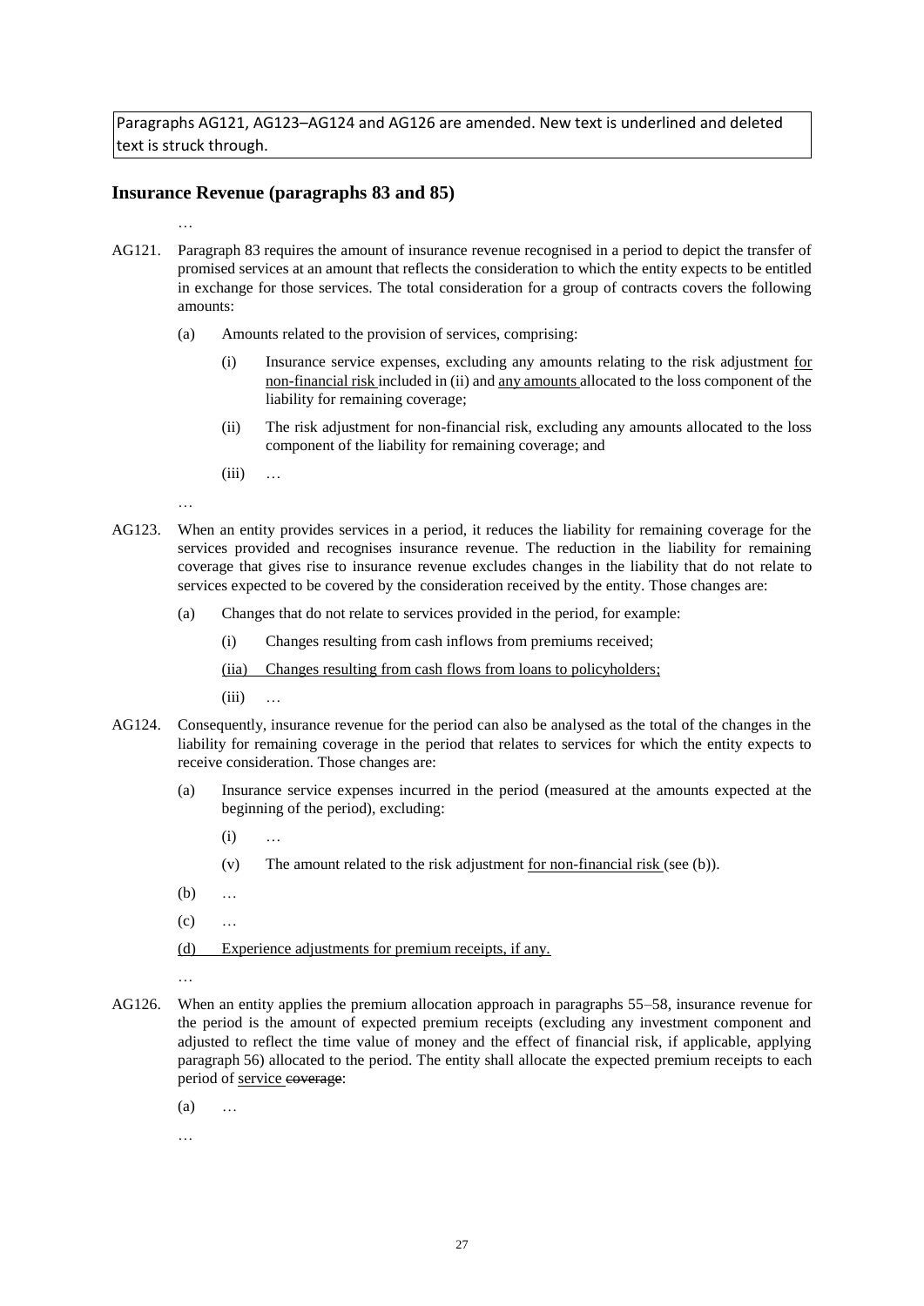Paragraphs AG121, AG123–AG124 and AG126 are amended. New text is underlined and deleted text is struck through.

## Insurance Revenue (paragraphs 83 and 85)

…

AG121. Paragraph 83 requires the amount of insurance revenue recognised in a period to depict the transfer of promised services at an amount that reflects the consideration to which the entity expects to be entitled in exchange for those services. The total consideration for a group of contracts covers the following amounts:

- (a) Amounts related to the provision of services, comprising:
  - (i) Insurance service expenses, excluding any amounts relating to the risk adjustment <u>for non-financial risk</u> included in (ii) and <u>any amounts</u> allocated to the loss component of the liability for remaining coverage;
  - (ii) The risk adjustment for non-financial risk, excluding any amounts allocated to the loss component of the liability for remaining coverage; and
  - (iii) …

…

AG123. When an entity provides services in a period, it reduces the liability for remaining coverage for the services provided and recognises insurance revenue. The reduction in the liability for remaining coverage that gives rise to insurance revenue excludes changes in the liability that do not relate to services expected to be covered by the consideration received by the entity. Those changes are:

- (a) Changes that do not relate to services provided in the period, for example:
  - (i) Changes resulting from cash inflows from premiums received;
  - <u>(iia) Changes resulting from cash flows from loans to policyholders;</u>
  - (iii) …

AG124. Consequently, insurance revenue for the period can also be analysed as the total of the changes in the liability for remaining coverage in the period that relates to services for which the entity expects to receive consideration. Those changes are:

- (a) Insurance service expenses incurred in the period (measured at the amounts expected at the beginning of the period), excluding:
  - (i) …
  - (v) The amount related to the risk adjustment <u>for non-financial risk</u> (see (b)).
- (b) …
- (c) …
- <u>(d) Experience adjustments for premium receipts, if any.</u>

…

AG126. When an entity applies the premium allocation approach in paragraphs 55–58, insurance revenue for the period is the amount of expected premium receipts (excluding any investment component and adjusted to reflect the time value of money and the effect of financial risk, if applicable, applying paragraph 56) allocated to the period. The entity shall allocate the expected premium receipts to each period of <u>service</u> ~~coverage~~:

- (a) …

…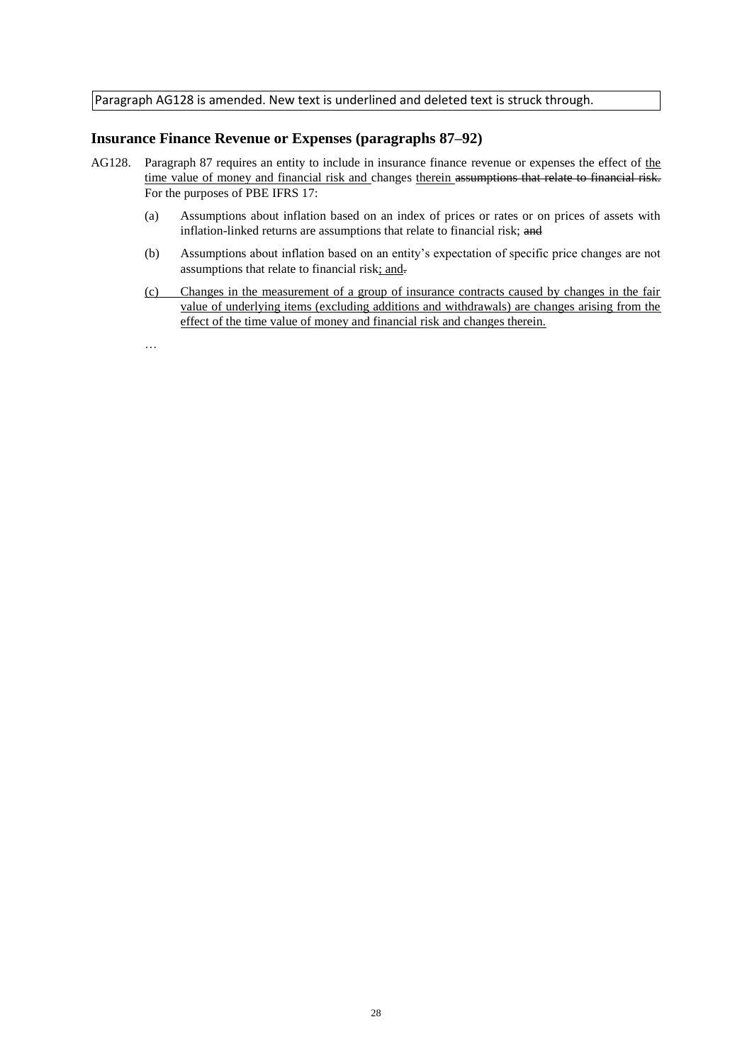Paragraph AG128 is amended. New text is underlined and deleted text is struck through.

## Insurance Finance Revenue or Expenses (paragraphs 87–92)

AG128. Paragraph 87 requires an entity to include in insurance finance revenue or expenses the effect of <u>the time value of money and financial risk and</u> changes <u>therein</u> ~~assumptions that relate to financial risk.~~ For the purposes of PBE IFRS 17:

(a) Assumptions about inflation based on an index of prices or rates or on prices of assets with inflation-linked returns are assumptions that relate to financial risk; ~~and~~

(b) Assumptions about inflation based on an entity's expectation of specific price changes are not assumptions that relate to financial risk<u>; and</u>~~.~~

<u>(c) Changes in the measurement of a group of insurance contracts caused by changes in the fair value of underlying items (excluding additions and withdrawals) are changes arising from the effect of the time value of money and financial risk and changes therein.</u>

…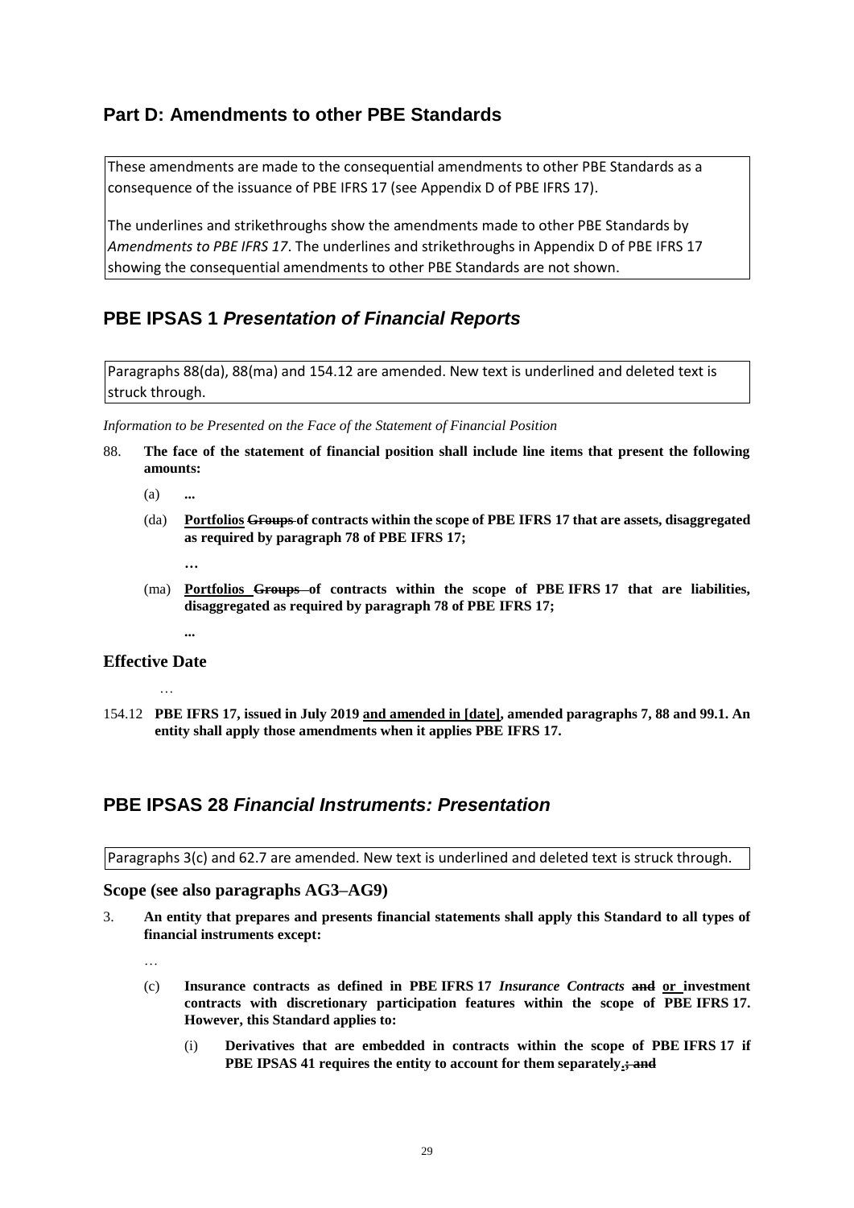## Part D: Amendments to other PBE Standards

These amendments are made to the consequential amendments to other PBE Standards as a consequence of the issuance of PBE IFRS 17 (see Appendix D of PBE IFRS 17).

The underlines and strikethroughs show the amendments made to other PBE Standards by *Amendments to PBE IFRS 17*. The underlines and strikethroughs in Appendix D of PBE IFRS 17 showing the consequential amendments to other PBE Standards are not shown.

## PBE IPSAS 1 *Presentation of Financial Reports*

Paragraphs 88(da), 88(ma) and 154.12 are amended. New text is underlined and deleted text is struck through.

*Information to be Presented on the Face of the Statement of Financial Position*

88. **The face of the statement of financial position shall include line items that present the following amounts:**

   (a) **...**

   (da) **<u>Portfolios</u> ~~Groups~~ of contracts within the scope of PBE IFRS 17 that are assets, disaggregated as required by paragraph 78 of PBE IFRS 17;**

   **…**

   (ma) **<u>Portfolios</u> ~~Groups~~ of contracts within the scope of PBE IFRS 17 that are liabilities, disaggregated as required by paragraph 78 of PBE IFRS 17;**

   **...**

### Effective Date

…

154.12 **PBE IFRS 17, issued in July 2019 <u>and amended in [date]</u>, amended paragraphs 7, 88 and 99.1. An entity shall apply those amendments when it applies PBE IFRS 17.**

## PBE IPSAS 28 *Financial Instruments: Presentation*

Paragraphs 3(c) and 62.7 are amended. New text is underlined and deleted text is struck through.

### Scope (see also paragraphs AG3–AG9)

3. **An entity that prepares and presents financial statements shall apply this Standard to all types of financial instruments except:**

   …

   (c) **Insurance contracts as defined in PBE IFRS 17 *Insurance Contracts* ~~and~~ <u>or</u> investment contracts with discretionary participation features within the scope of PBE IFRS 17. However, this Standard applies to:**

      (i) **Derivatives that are embedded in contracts within the scope of PBE IFRS 17 if PBE IPSAS 41 requires the entity to account for them separately<u>.</u>~~; and~~**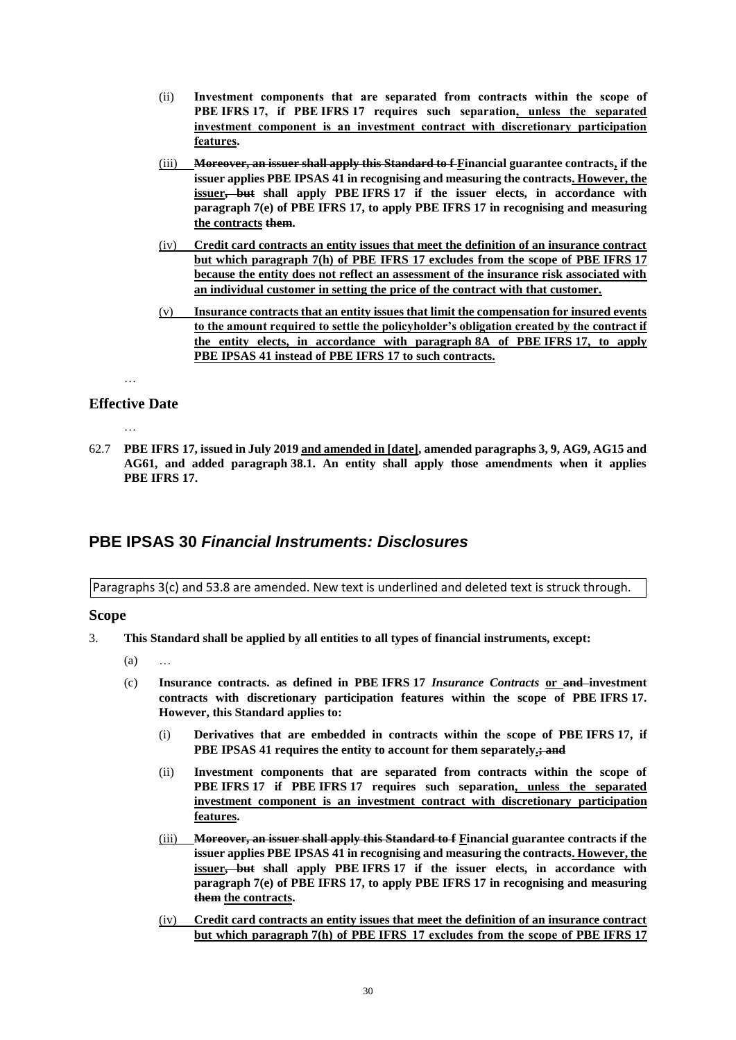(ii) **Investment components that are separated from contracts within the scope of PBE IFRS 17, if PBE IFRS 17 requires such separation<u>, unless the separated investment component is an investment contract with discretionary participation features</u>.**

<u>(iii)</u> **~~Moreover, an issuer shall apply this Standard to f~~ <u>F</u>inancial guarantee contracts<u>,</u> if the issuer applies PBE IPSAS 41 in recognising and measuring the contracts<u>. However, the issuer</u>~~, but~~ shall apply PBE IFRS 17 if the issuer elects, in accordance with paragraph 7(e) of PBE IFRS 17, to apply PBE IFRS 17 in recognising and measuring <u>the contracts</u> ~~them~~.**

<u>(iv)</u> **<u>Credit card contracts an entity issues that meet the definition of an insurance contract but which paragraph 7(h) of PBE IFRS 17 excludes from the scope of PBE IFRS 17 because the entity does not reflect an assessment of the insurance risk associated with an individual customer in setting the price of the contract with that customer.</u>**

<u>(v)</u> **<u>Insurance contracts that an entity issues that limit the compensation for insured events to the amount required to settle the policyholder's obligation created by the contract if the entity elects, in accordance with paragraph 8A of PBE IFRS 17, to apply PBE IPSAS 41 instead of PBE IFRS 17 to such contracts.</u>**

…

### Effective Date

…

62.7 **PBE IFRS 17, issued in July 2019 <u>and amended in [date]</u>, amended paragraphs 3, 9, AG9, AG15 and AG61, and added paragraph 38.1. An entity shall apply those amendments when it applies PBE IFRS 17.**

## PBE IPSAS 30 *Financial Instruments: Disclosures*

Paragraphs 3(c) and 53.8 are amended. New text is underlined and deleted text is struck through.

### Scope

3. **This Standard shall be applied by all entities to all types of financial instruments, except:**

(a) …

(c) **Insurance contracts. as defined in PBE IFRS 17 *Insurance Contracts* <u>or</u> ~~and~~ investment contracts with discretionary participation features within the scope of PBE IFRS 17. However, this Standard applies to:**

(i) **Derivatives that are embedded in contracts within the scope of PBE IFRS 17, if PBE IPSAS 41 requires the entity to account for them separately<u>.</u>~~; and~~**

(ii) **Investment components that are separated from contracts within the scope of PBE IFRS 17 if PBE IFRS 17 requires such separation<u>, unless the separated investment component is an investment contract with discretionary participation features</u>.**

<u>(iii)</u> **~~Moreover, an issuer shall apply this Standard to f~~ <u>F</u>inancial guarantee contracts if the issuer applies PBE IPSAS 41 in recognising and measuring the contracts<u>. However, the issuer</u>~~, but~~ shall apply PBE IFRS 17 if the issuer elects, in accordance with paragraph 7(e) of PBE IFRS 17, to apply PBE IFRS 17 in recognising and measuring ~~them~~ <u>the contracts</u>.**

<u>(iv)</u> **<u>Credit card contracts an entity issues that meet the definition of an insurance contract but which paragraph 7(h) of PBE IFRS 17 excludes from the scope of PBE IFRS 17</u>**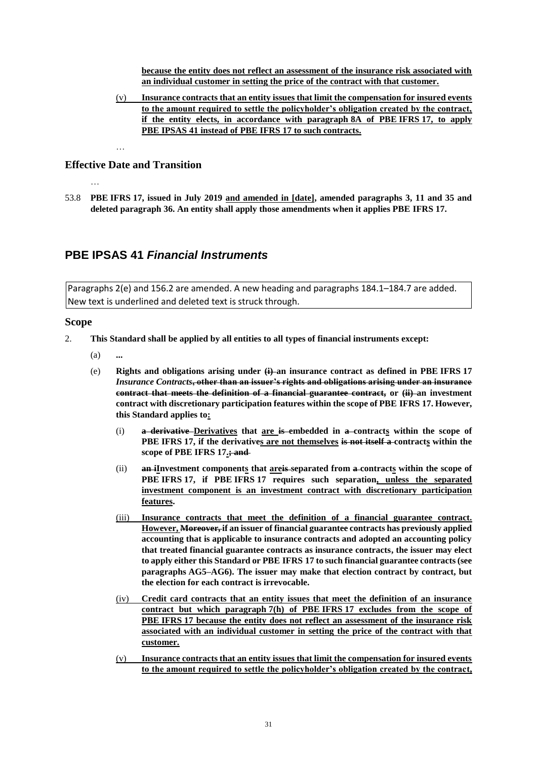**<u>because the entity does not reflect an assessment of the insurance risk associated with an individual customer in setting the price of the contract with that customer.</u>**

(v) **<u>Insurance contracts that an entity issues that limit the compensation for insured events to the amount required to settle the policyholder's obligation created by the contract, if the entity elects, in accordance with paragraph 8A of PBE IFRS 17, to apply PBE IPSAS 41 instead of PBE IFRS 17 to such contracts.</u>**

…

### Effective Date and Transition

…

53.8 **PBE IFRS 17, issued in July 2019 <u>and amended in [date]</u>, amended paragraphs 3, 11 and 35 and deleted paragraph 36. An entity shall apply those amendments when it applies PBE IFRS 17.**

## PBE IPSAS 41 *Financial Instruments*

Paragraphs 2(e) and 156.2 are amended. A new heading and paragraphs 184.1–184.7 are added. New text is underlined and deleted text is struck through.

### Scope

2. **This Standard shall be applied by all entities to all types of financial instruments except:**

   (a) **...**

   (e) **Rights and obligations arising under ~~(i)~~ an insurance contract as defined in PBE IFRS 17 *Insurance Contracts*~~, other than an issuer's rights and obligations arising under an insurance contract that meets the definition of a financial guarantee contract,~~ or ~~(ii)~~ an investment contract with discretionary participation features within the scope of PBE IFRS 17. However, this Standard applies to<u>:</u>**

   (i) **~~a derivative~~ <u>Derivatives</u> that <u>are</u> ~~is~~ embedded in ~~a~~ contract<u>s</u> within the scope of PBE IFRS 17, if the derivative<u>s are not themselves</u> ~~is not itself a~~ contract<u>s</u> within the scope of PBE IFRS 17<u>.</u>~~; and~~**

   (ii) **~~an i~~<u>I</u>nvestment component<u>s</u> that <u>are</u>~~is~~ separated from ~~a~~ contract<u>s</u> within the scope of PBE IFRS 17, if PBE IFRS 17 requires such separation<u>, unless the separated investment component is an investment contract with discretionary participation features</u>.**

   (iii) **<u>Insurance contracts that meet the definition of a financial guarantee contract. However,</u> ~~Moreover,~~ if an issuer of financial guarantee contracts has previously applied accounting that is applicable to insurance contracts and adopted an accounting policy that treated financial guarantee contracts as insurance contracts, the issuer may elect to apply either this Standard or PBE IFRS 17 to such financial guarantee contracts (see paragraphs AG5–AG6). The issuer may make that election contract by contract, but the election for each contract is irrevocable.**

   (iv) **<u>Credit card contracts that an entity issues that meet the definition of an insurance contract but which paragraph 7(h) of PBE IFRS 17 excludes from the scope of PBE IFRS 17 because the entity does not reflect an assessment of the insurance risk associated with an individual customer in setting the price of the contract with that customer.</u>**

   (v) **<u>Insurance contracts that an entity issues that limit the compensation for insured events to the amount required to settle the policyholder's obligation created by the contract,</u>**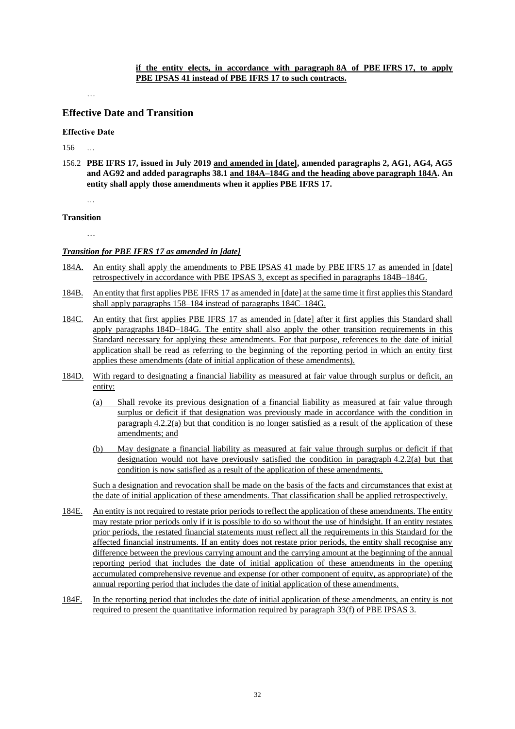**if the entity elects, in accordance with paragraph 8A of PBE IFRS 17, to apply PBE IPSAS 41 instead of PBE IFRS 17 to such contracts.**

…

## Effective Date and Transition

### Effective Date

156 …

156.2 **PBE IFRS 17, issued in July 2019 and amended in [date], amended paragraphs 2, AG1, AG4, AG5 and AG92 and added paragraphs 38.1 and 184A–184G and the heading above paragraph 184A. An entity shall apply those amendments when it applies PBE IFRS 17.**

…

### Transition

…

#### *Transition for PBE IFRS 17 as amended in [date]*

184A. An entity shall apply the amendments to PBE IPSAS 41 made by PBE IFRS 17 as amended in [date] retrospectively in accordance with PBE IPSAS 3, except as specified in paragraphs 184B–184G.

184B. An entity that first applies PBE IFRS 17 as amended in [date] at the same time it first applies this Standard shall apply paragraphs 158–184 instead of paragraphs 184C–184G.

184C. An entity that first applies PBE IFRS 17 as amended in [date] after it first applies this Standard shall apply paragraphs 184D–184G. The entity shall also apply the other transition requirements in this Standard necessary for applying these amendments. For that purpose, references to the date of initial application shall be read as referring to the beginning of the reporting period in which an entity first applies these amendments (date of initial application of these amendments).

184D. With regard to designating a financial liability as measured at fair value through surplus or deficit, an entity:

(a) Shall revoke its previous designation of a financial liability as measured at fair value through surplus or deficit if that designation was previously made in accordance with the condition in paragraph 4.2.2(a) but that condition is no longer satisfied as a result of the application of these amendments; and

(b) May designate a financial liability as measured at fair value through surplus or deficit if that designation would not have previously satisfied the condition in paragraph 4.2.2(a) but that condition is now satisfied as a result of the application of these amendments.

Such a designation and revocation shall be made on the basis of the facts and circumstances that exist at the date of initial application of these amendments. That classification shall be applied retrospectively.

184E. An entity is not required to restate prior periods to reflect the application of these amendments. The entity may restate prior periods only if it is possible to do so without the use of hindsight. If an entity restates prior periods, the restated financial statements must reflect all the requirements in this Standard for the affected financial instruments. If an entity does not restate prior periods, the entity shall recognise any difference between the previous carrying amount and the carrying amount at the beginning of the annual reporting period that includes the date of initial application of these amendments in the opening accumulated comprehensive revenue and expense (or other component of equity, as appropriate) of the annual reporting period that includes the date of initial application of these amendments.

184F. In the reporting period that includes the date of initial application of these amendments, an entity is not required to present the quantitative information required by paragraph 33(f) of PBE IPSAS 3.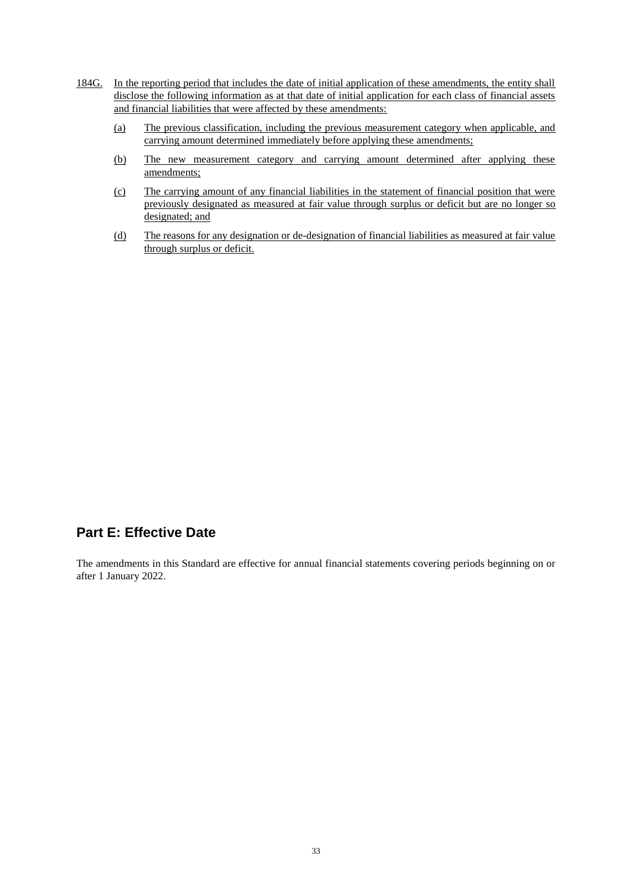184G. In the reporting period that includes the date of initial application of these amendments, the entity shall disclose the following information as at that date of initial application for each class of financial assets and financial liabilities that were affected by these amendments:

(a) The previous classification, including the previous measurement category when applicable, and carrying amount determined immediately before applying these amendments;

(b) The new measurement category and carrying amount determined after applying these amendments;

(c) The carrying amount of any financial liabilities in the statement of financial position that were previously designated as measured at fair value through surplus or deficit but are no longer so designated; and

(d) The reasons for any designation or de-designation of financial liabilities as measured at fair value through surplus or deficit.

## Part E: Effective Date

The amendments in this Standard are effective for annual financial statements covering periods beginning on or after 1 January 2022.